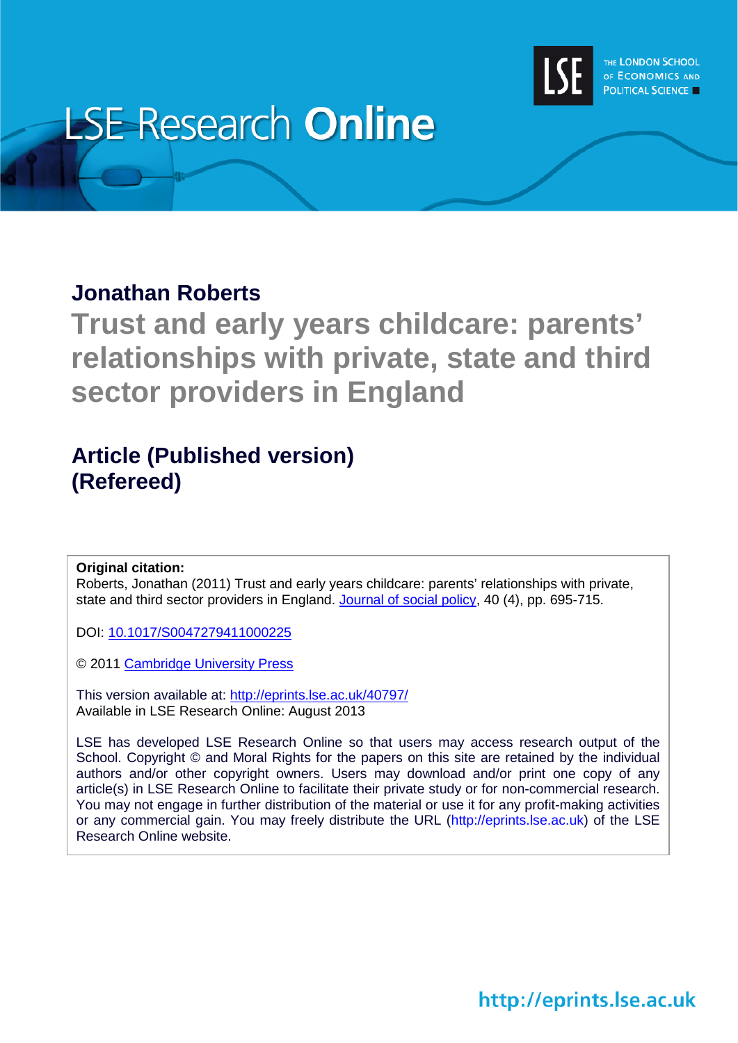LSE Research **Online**

THE LONDON SCHOOL OF ECONOMICS AND POLITICAL SCIENCE

**Jonathan Roberts**

# Trust and early years childcare: parents' relationships with private, state and third sector providers in England

## Article (Published version)
## (Refereed)

**Original citation:**
Roberts, Jonathan (2011) Trust and early years childcare: parents' relationships with private, state and third sector providers in England. Journal of social policy, 40 (4), pp. 695-715.

DOI: 10.1017/S0047279411000225

© 2011 Cambridge University Press

This version available at: http://eprints.lse.ac.uk/40797/
Available in LSE Research Online: August 2013

LSE has developed LSE Research Online so that users may access research output of the School. Copyright © and Moral Rights for the papers on this site are retained by the individual authors and/or other copyright owners. Users may download and/or print one copy of any article(s) in LSE Research Online to facilitate their private study or for non-commercial research. You may not engage in further distribution of the material or use it for any profit-making activities or any commercial gain. You may freely distribute the URL (http://eprints.lse.ac.uk) of the LSE Research Online website.

http://eprints.lse.ac.uk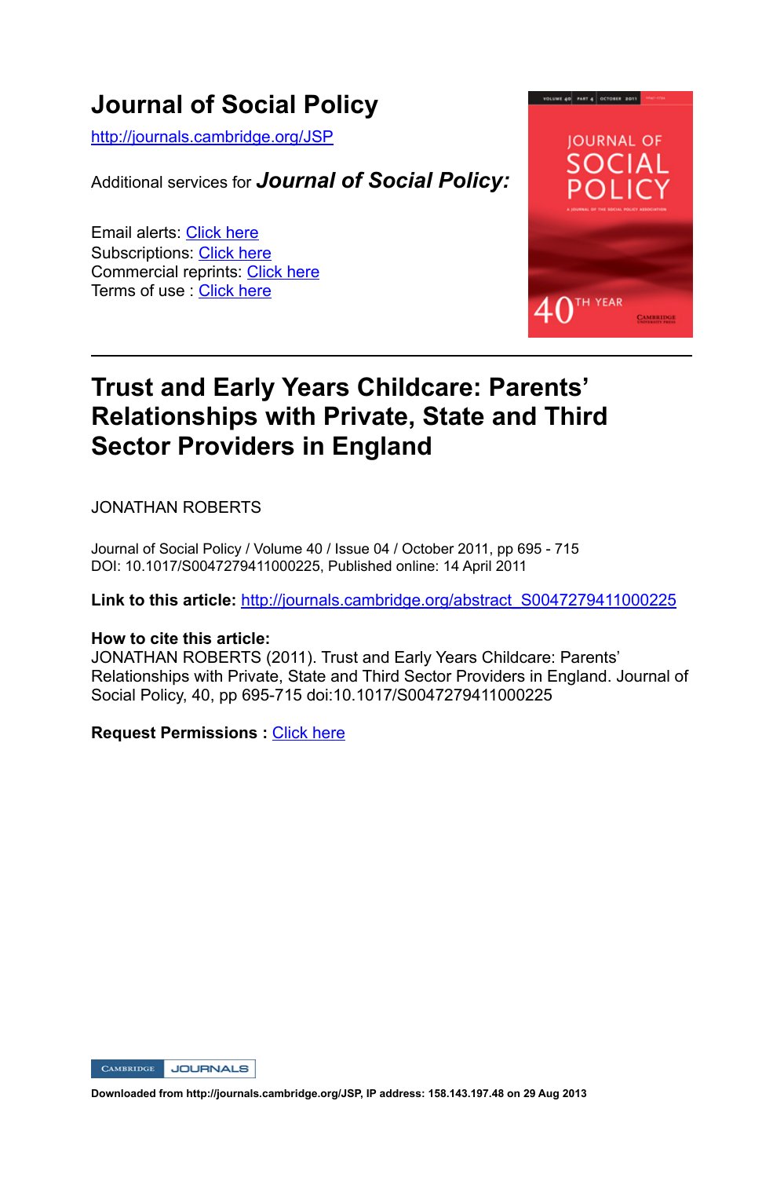# Journal of Social Policy

http://journals.cambridge.org/JSP

Additional services for ***Journal of Social Policy:***

Email alerts: Click here
Subscriptions: Click here
Commercial reprints: Click here
Terms of use : Click here

## Trust and Early Years Childcare: Parents' Relationships with Private, State and Third Sector Providers in England

JONATHAN ROBERTS

Journal of Social Policy / Volume 40 / Issue 04 / October 2011, pp 695 - 715
DOI: 10.1017/S0047279411000225, Published online: 14 April 2011

**Link to this article:** http://journals.cambridge.org/abstract_S0047279411000225

**How to cite this article:**
JONATHAN ROBERTS (2011). Trust and Early Years Childcare: Parents' Relationships with Private, State and Third Sector Providers in England. Journal of Social Policy, 40, pp 695-715 doi:10.1017/S0047279411000225

**Request Permissions :** Click here

**Downloaded from http://journals.cambridge.org/JSP, IP address: 158.143.197.48 on 29 Aug 2013**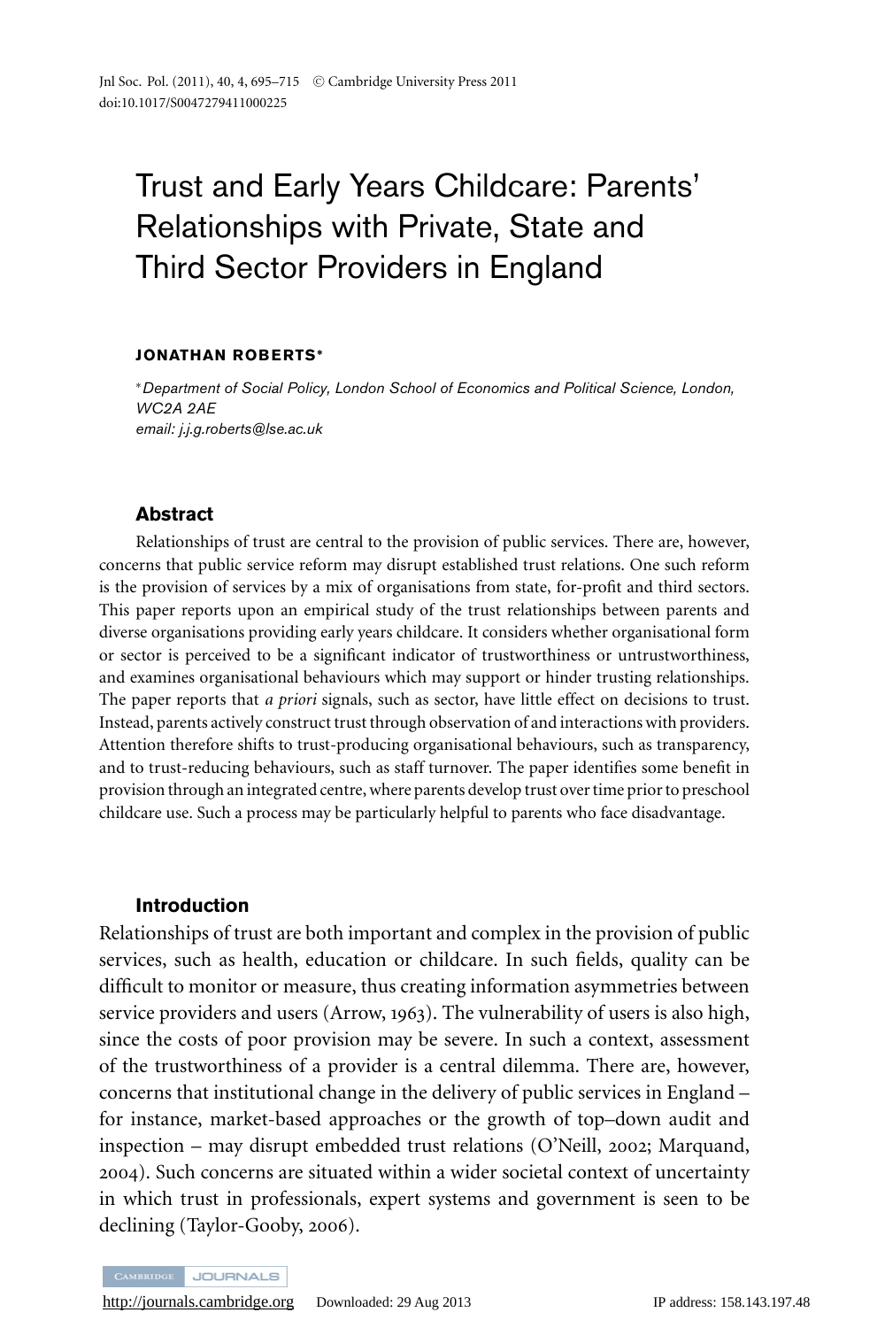# Trust and Early Years Childcare: Parents' Relationships with Private, State and Third Sector Providers in England

**JONATHAN ROBERTS***

*Department of Social Policy, London School of Economics and Political Science, London, WC2A 2AE*
*email: j.j.g.roberts@lse.ac.uk*

## Abstract

Relationships of trust are central to the provision of public services. There are, however, concerns that public service reform may disrupt established trust relations. One such reform is the provision of services by a mix of organisations from state, for-profit and third sectors. This paper reports upon an empirical study of the trust relationships between parents and diverse organisations providing early years childcare. It considers whether organisational form or sector is perceived to be a significant indicator of trustworthiness or untrustworthiness, and examines organisational behaviours which may support or hinder trusting relationships. The paper reports that *a priori* signals, such as sector, have little effect on decisions to trust. Instead, parents actively construct trust through observation of and interactions with providers. Attention therefore shifts to trust-producing organisational behaviours, such as transparency, and to trust-reducing behaviours, such as staff turnover. The paper identifies some benefit in provision through an integrated centre, where parents develop trust over time prior to preschool childcare use. Such a process may be particularly helpful to parents who face disadvantage.

## Introduction

Relationships of trust are both important and complex in the provision of public services, such as health, education or childcare. In such fields, quality can be difficult to monitor or measure, thus creating information asymmetries between service providers and users (Arrow, 1963). The vulnerability of users is also high, since the costs of poor provision may be severe. In such a context, assessment of the trustworthiness of a provider is a central dilemma. There are, however, concerns that institutional change in the delivery of public services in England – for instance, market-based approaches or the growth of top–down audit and inspection – may disrupt embedded trust relations (O'Neill, 2002; Marquand, 2004). Such concerns are situated within a wider societal context of uncertainty in which trust in professionals, expert systems and government is seen to be declining (Taylor-Gooby, 2006).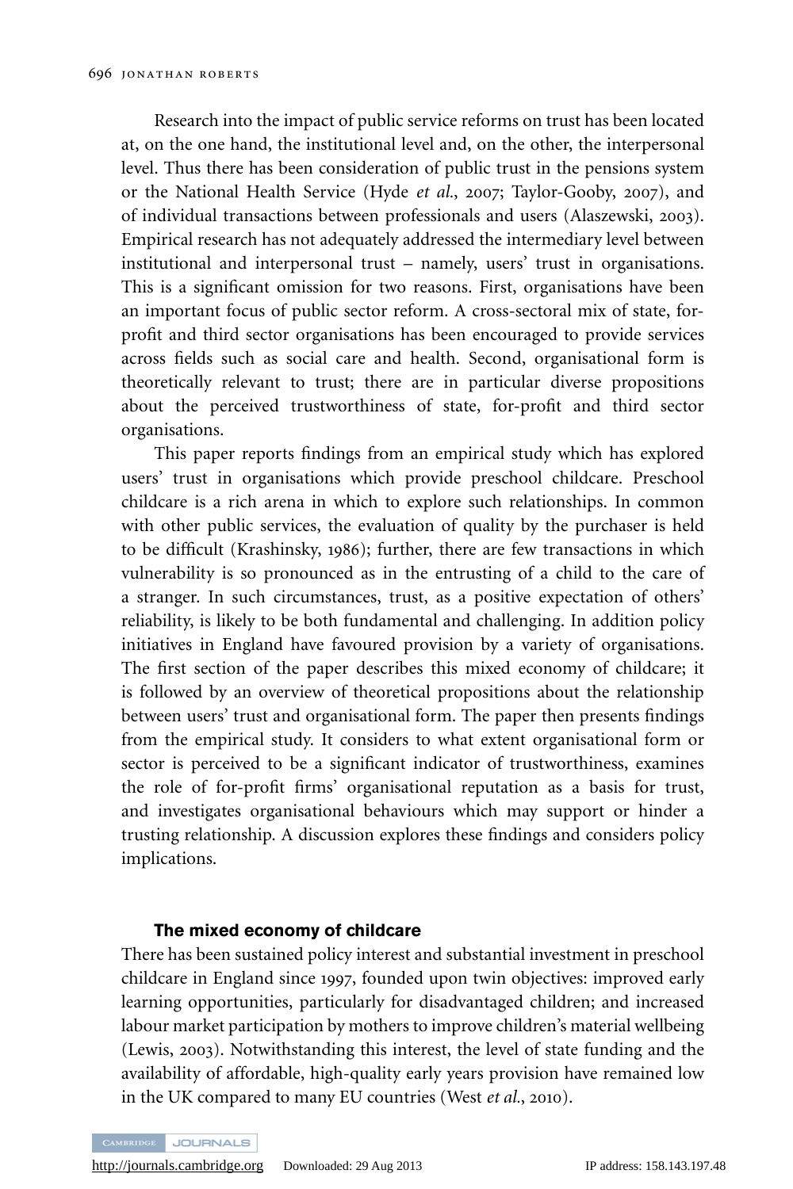Research into the impact of public service reforms on trust has been located at, on the one hand, the institutional level and, on the other, the interpersonal level. Thus there has been consideration of public trust in the pensions system or the National Health Service (Hyde *et al.*, 2007; Taylor-Gooby, 2007), and of individual transactions between professionals and users (Alaszewski, 2003). Empirical research has not adequately addressed the intermediary level between institutional and interpersonal trust – namely, users' trust in organisations. This is a significant omission for two reasons. First, organisations have been an important focus of public sector reform. A cross-sectoral mix of state, for-profit and third sector organisations has been encouraged to provide services across fields such as social care and health. Second, organisational form is theoretically relevant to trust; there are in particular diverse propositions about the perceived trustworthiness of state, for-profit and third sector organisations.

This paper reports findings from an empirical study which has explored users' trust in organisations which provide preschool childcare. Preschool childcare is a rich arena in which to explore such relationships. In common with other public services, the evaluation of quality by the purchaser is held to be difficult (Krashinsky, 1986); further, there are few transactions in which vulnerability is so pronounced as in the entrusting of a child to the care of a stranger. In such circumstances, trust, as a positive expectation of others' reliability, is likely to be both fundamental and challenging. In addition policy initiatives in England have favoured provision by a variety of organisations. The first section of the paper describes this mixed economy of childcare; it is followed by an overview of theoretical propositions about the relationship between users' trust and organisational form. The paper then presents findings from the empirical study. It considers to what extent organisational form or sector is perceived to be a significant indicator of trustworthiness, examines the role of for-profit firms' organisational reputation as a basis for trust, and investigates organisational behaviours which may support or hinder a trusting relationship. A discussion explores these findings and considers policy implications.

## The mixed economy of childcare

There has been sustained policy interest and substantial investment in preschool childcare in England since 1997, founded upon twin objectives: improved early learning opportunities, particularly for disadvantaged children; and increased labour market participation by mothers to improve children's material wellbeing (Lewis, 2003). Notwithstanding this interest, the level of state funding and the availability of affordable, high-quality early years provision have remained low in the UK compared to many EU countries (West *et al.*, 2010).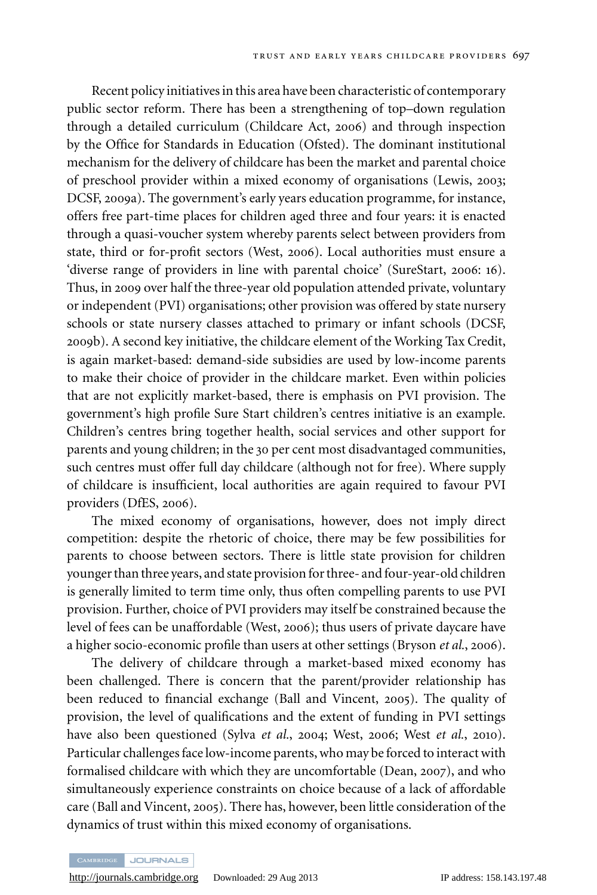Recent policy initiatives in this area have been characteristic of contemporary public sector reform. There has been a strengthening of top–down regulation through a detailed curriculum (Childcare Act, 2006) and through inspection by the Office for Standards in Education (Ofsted). The dominant institutional mechanism for the delivery of childcare has been the market and parental choice of preschool provider within a mixed economy of organisations (Lewis, 2003; DCSF, 2009a). The government's early years education programme, for instance, offers free part-time places for children aged three and four years: it is enacted through a quasi-voucher system whereby parents select between providers from state, third or for-profit sectors (West, 2006). Local authorities must ensure a 'diverse range of providers in line with parental choice' (SureStart, 2006: 16). Thus, in 2009 over half the three-year old population attended private, voluntary or independent (PVI) organisations; other provision was offered by state nursery schools or state nursery classes attached to primary or infant schools (DCSF, 2009b). A second key initiative, the childcare element of the Working Tax Credit, is again market-based: demand-side subsidies are used by low-income parents to make their choice of provider in the childcare market. Even within policies that are not explicitly market-based, there is emphasis on PVI provision. The government's high profile Sure Start children's centres initiative is an example. Children's centres bring together health, social services and other support for parents and young children; in the 30 per cent most disadvantaged communities, such centres must offer full day childcare (although not for free). Where supply of childcare is insufficient, local authorities are again required to favour PVI providers (DfES, 2006).

The mixed economy of organisations, however, does not imply direct competition: despite the rhetoric of choice, there may be few possibilities for parents to choose between sectors. There is little state provision for children younger than three years, and state provision for three- and four-year-old children is generally limited to term time only, thus often compelling parents to use PVI provision. Further, choice of PVI providers may itself be constrained because the level of fees can be unaffordable (West, 2006); thus users of private daycare have a higher socio-economic profile than users at other settings (Bryson *et al.*, 2006).

The delivery of childcare through a market-based mixed economy has been challenged. There is concern that the parent/provider relationship has been reduced to financial exchange (Ball and Vincent, 2005). The quality of provision, the level of qualifications and the extent of funding in PVI settings have also been questioned (Sylva *et al.*, 2004; West, 2006; West *et al.*, 2010). Particular challenges face low-income parents, who may be forced to interact with formalised childcare with which they are uncomfortable (Dean, 2007), and who simultaneously experience constraints on choice because of a lack of affordable care (Ball and Vincent, 2005). There has, however, been little consideration of the dynamics of trust within this mixed economy of organisations.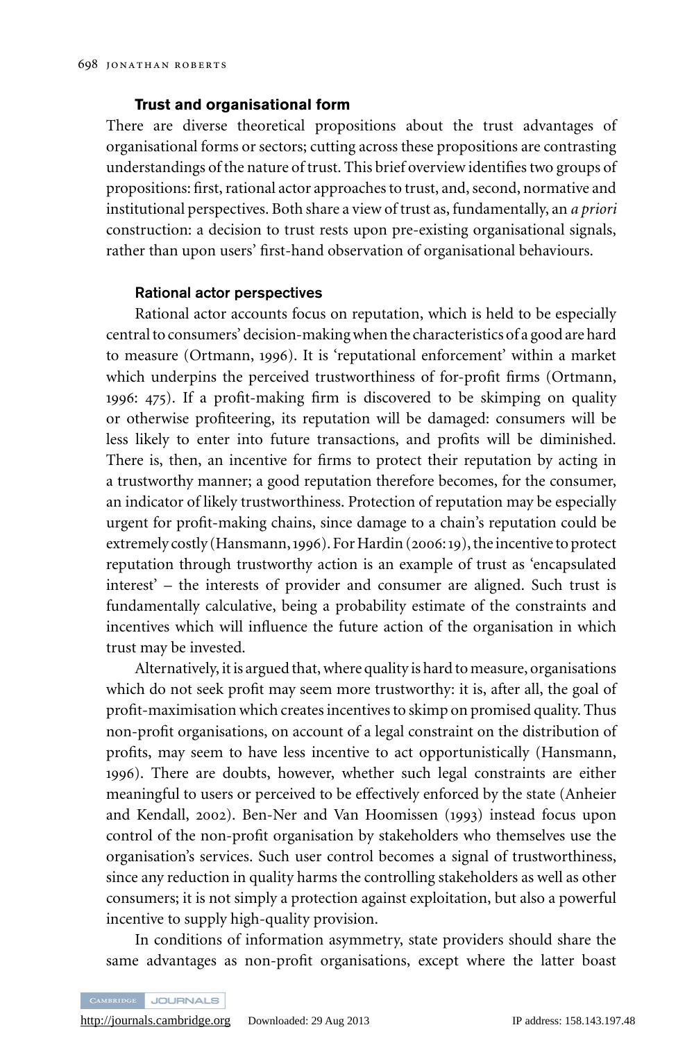## Trust and organisational form

There are diverse theoretical propositions about the trust advantages of organisational forms or sectors; cutting across these propositions are contrasting understandings of the nature of trust. This brief overview identifies two groups of propositions: first, rational actor approaches to trust, and, second, normative and institutional perspectives. Both share a view of trust as, fundamentally, an *a priori* construction: a decision to trust rests upon pre-existing organisational signals, rather than upon users' first-hand observation of organisational behaviours.

### Rational actor perspectives

Rational actor accounts focus on reputation, which is held to be especially central to consumers' decision-making when the characteristics of a good are hard to measure (Ortmann, 1996). It is 'reputational enforcement' within a market which underpins the perceived trustworthiness of for-profit firms (Ortmann, 1996: 475). If a profit-making firm is discovered to be skimping on quality or otherwise profiteering, its reputation will be damaged: consumers will be less likely to enter into future transactions, and profits will be diminished. There is, then, an incentive for firms to protect their reputation by acting in a trustworthy manner; a good reputation therefore becomes, for the consumer, an indicator of likely trustworthiness. Protection of reputation may be especially urgent for profit-making chains, since damage to a chain's reputation could be extremely costly (Hansmann, 1996). For Hardin (2006: 19), the incentive to protect reputation through trustworthy action is an example of trust as 'encapsulated interest' – the interests of provider and consumer are aligned. Such trust is fundamentally calculative, being a probability estimate of the constraints and incentives which will influence the future action of the organisation in which trust may be invested.

Alternatively, it is argued that, where quality is hard to measure, organisations which do not seek profit may seem more trustworthy: it is, after all, the goal of profit-maximisation which creates incentives to skimp on promised quality. Thus non-profit organisations, on account of a legal constraint on the distribution of profits, may seem to have less incentive to act opportunistically (Hansmann, 1996). There are doubts, however, whether such legal constraints are either meaningful to users or perceived to be effectively enforced by the state (Anheier and Kendall, 2002). Ben-Ner and Van Hoomissen (1993) instead focus upon control of the non-profit organisation by stakeholders who themselves use the organisation's services. Such user control becomes a signal of trustworthiness, since any reduction in quality harms the controlling stakeholders as well as other consumers; it is not simply a protection against exploitation, but also a powerful incentive to supply high-quality provision.

In conditions of information asymmetry, state providers should share the same advantages as non-profit organisations, except where the latter boast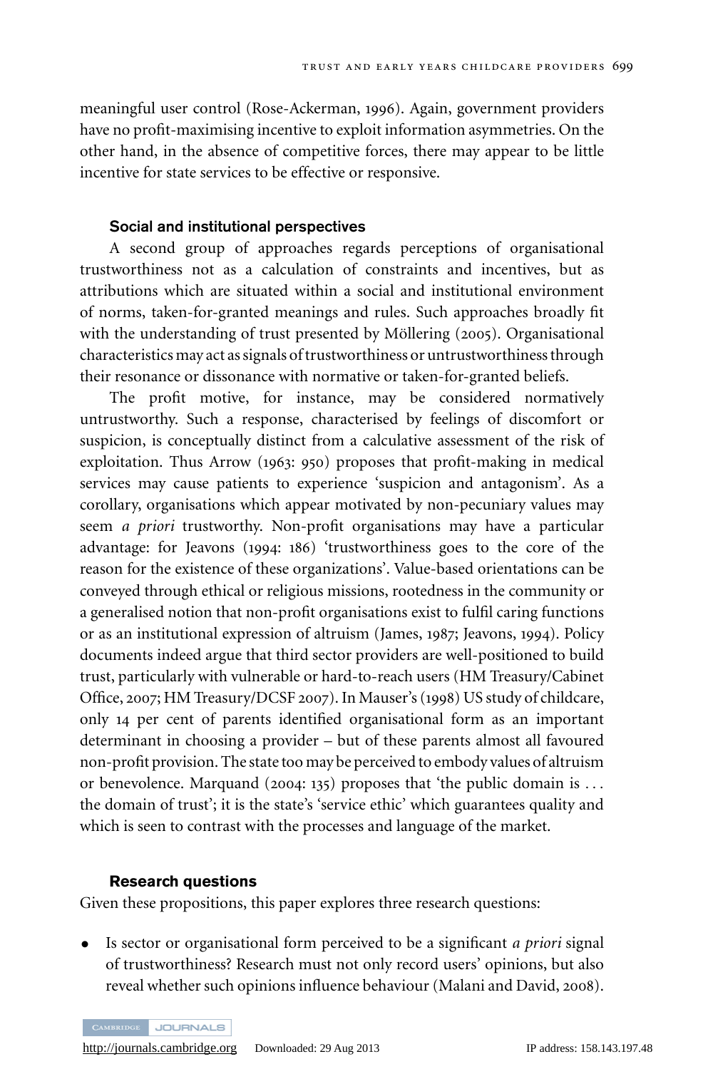meaningful user control (Rose-Ackerman, 1996). Again, government providers have no profit-maximising incentive to exploit information asymmetries. On the other hand, in the absence of competitive forces, there may appear to be little incentive for state services to be effective or responsive.

### Social and institutional perspectives

A second group of approaches regards perceptions of organisational trustworthiness not as a calculation of constraints and incentives, but as attributions which are situated within a social and institutional environment of norms, taken-for-granted meanings and rules. Such approaches broadly fit with the understanding of trust presented by Möllering (2005). Organisational characteristics may act as signals of trustworthiness or untrustworthiness through their resonance or dissonance with normative or taken-for-granted beliefs.

The profit motive, for instance, may be considered normatively untrustworthy. Such a response, characterised by feelings of discomfort or suspicion, is conceptually distinct from a calculative assessment of the risk of exploitation. Thus Arrow (1963: 950) proposes that profit-making in medical services may cause patients to experience 'suspicion and antagonism'. As a corollary, organisations which appear motivated by non-pecuniary values may seem *a priori* trustworthy. Non-profit organisations may have a particular advantage: for Jeavons (1994: 186) 'trustworthiness goes to the core of the reason for the existence of these organizations'. Value-based orientations can be conveyed through ethical or religious missions, rootedness in the community or a generalised notion that non-profit organisations exist to fulfil caring functions or as an institutional expression of altruism (James, 1987; Jeavons, 1994). Policy documents indeed argue that third sector providers are well-positioned to build trust, particularly with vulnerable or hard-to-reach users (HM Treasury/Cabinet Office, 2007; HM Treasury/DCSF 2007). In Mauser's (1998) US study of childcare, only 14 per cent of parents identified organisational form as an important determinant in choosing a provider – but of these parents almost all favoured non-profit provision. The state too may be perceived to embody values of altruism or benevolence. Marquand (2004: 135) proposes that 'the public domain is . . . the domain of trust'; it is the state's 'service ethic' which guarantees quality and which is seen to contrast with the processes and language of the market.

### Research questions

Given these propositions, this paper explores three research questions:

- Is sector or organisational form perceived to be a significant *a priori* signal of trustworthiness? Research must not only record users' opinions, but also reveal whether such opinions influence behaviour (Malani and David, 2008).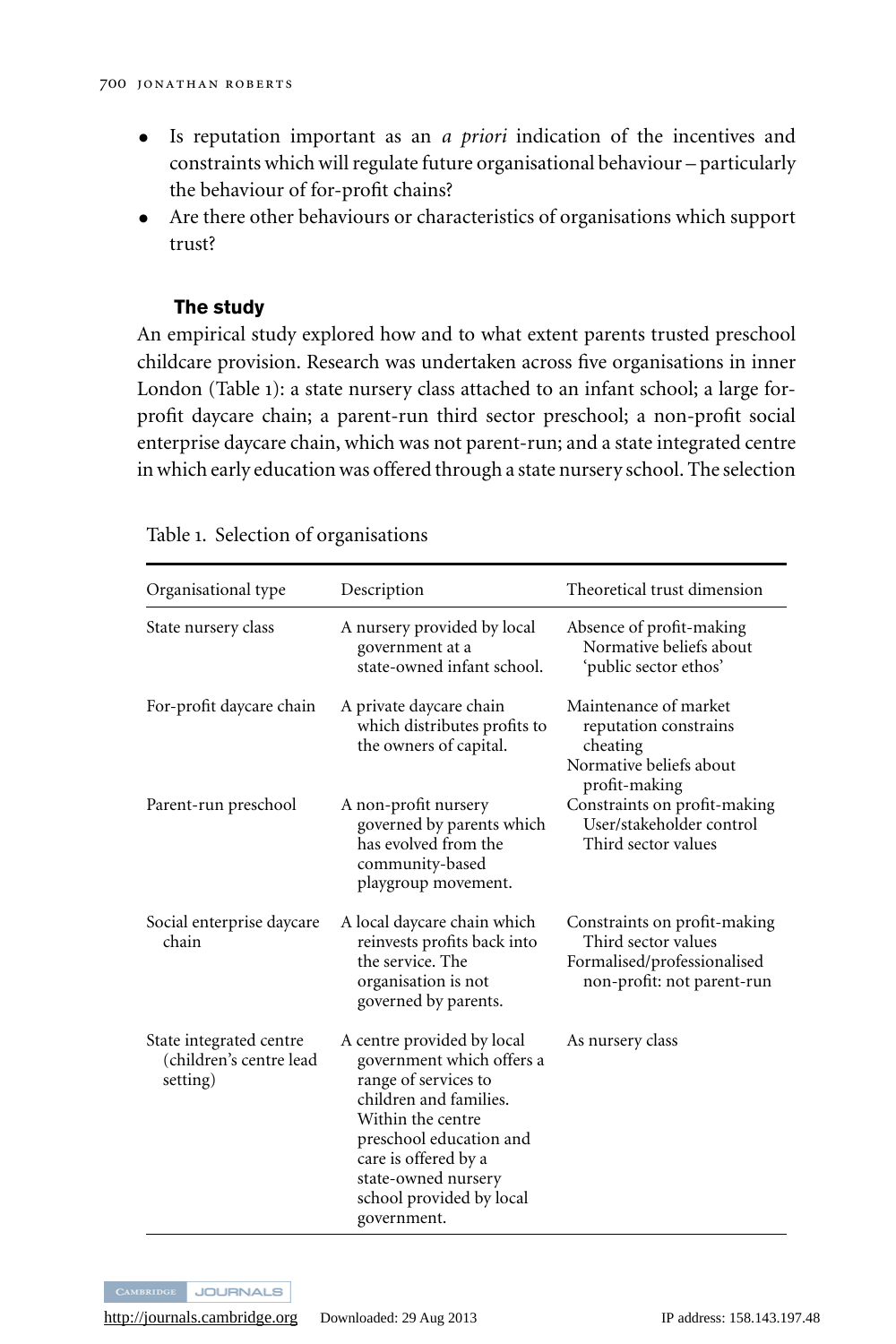- Is reputation important as an *a priori* indication of the incentives and constraints which will regulate future organisational behaviour – particularly the behaviour of for-profit chains?
- Are there other behaviours or characteristics of organisations which support trust?

### The study

An empirical study explored how and to what extent parents trusted preschool childcare provision. Research was undertaken across five organisations in inner London (Table 1): a state nursery class attached to an infant school; a large for-profit daycare chain; a parent-run third sector preschool; a non-profit social enterprise daycare chain, which was not parent-run; and a state integrated centre in which early education was offered through a state nursery school. The selection

Table 1. Selection of organisations

| Organisational type | Description | Theoretical trust dimension |
|---|---|---|
| State nursery class | A nursery provided by local government at a state-owned infant school. | Absence of profit-making<br>Normative beliefs about 'public sector ethos' |
| For-profit daycare chain | A private daycare chain which distributes profits to the owners of capital. | Maintenance of market reputation constrains cheating<br>Normative beliefs about profit-making |
| Parent-run preschool | A non-profit nursery governed by parents which has evolved from the community-based playgroup movement. | Constraints on profit-making<br>User/stakeholder control<br>Third sector values |
| Social enterprise daycare chain | A local daycare chain which reinvests profits back into the service. The organisation is not governed by parents. | Constraints on profit-making<br>Third sector values<br>Formalised/professionalised non-profit: not parent-run |
| State integrated centre (children's centre lead setting) | A centre provided by local government which offers a range of services to children and families. Within the centre preschool education and care is offered by a state-owned nursery school provided by local government. | As nursery class |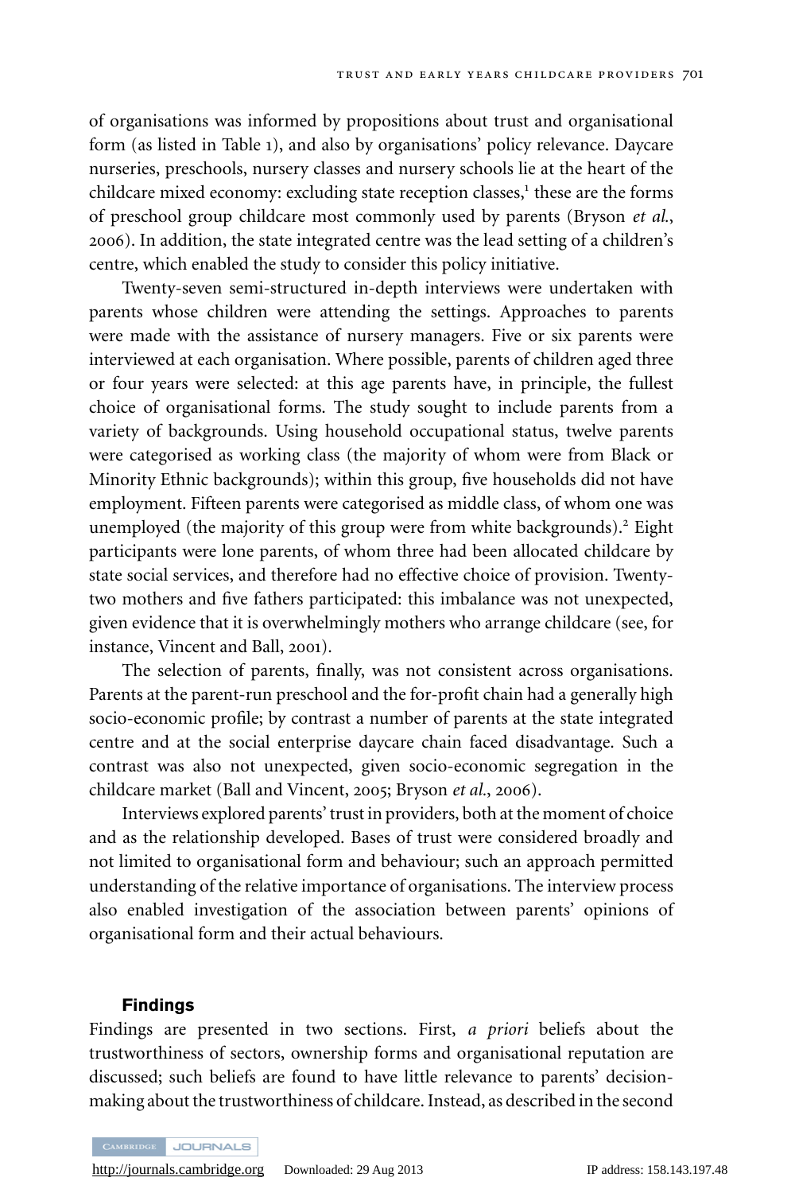of organisations was informed by propositions about trust and organisational form (as listed in Table 1), and also by organisations' policy relevance. Daycare nurseries, preschools, nursery classes and nursery schools lie at the heart of the childcare mixed economy: excluding state reception classes,[1] these are the forms of preschool group childcare most commonly used by parents (Bryson *et al.*, 2006). In addition, the state integrated centre was the lead setting of a children's centre, which enabled the study to consider this policy initiative.

Twenty-seven semi-structured in-depth interviews were undertaken with parents whose children were attending the settings. Approaches to parents were made with the assistance of nursery managers. Five or six parents were interviewed at each organisation. Where possible, parents of children aged three or four years were selected: at this age parents have, in principle, the fullest choice of organisational forms. The study sought to include parents from a variety of backgrounds. Using household occupational status, twelve parents were categorised as working class (the majority of whom were from Black or Minority Ethnic backgrounds); within this group, five households did not have employment. Fifteen parents were categorised as middle class, of whom one was unemployed (the majority of this group were from white backgrounds).[2] Eight participants were lone parents, of whom three had been allocated childcare by state social services, and therefore had no effective choice of provision. Twenty-two mothers and five fathers participated: this imbalance was not unexpected, given evidence that it is overwhelmingly mothers who arrange childcare (see, for instance, Vincent and Ball, 2001).

The selection of parents, finally, was not consistent across organisations. Parents at the parent-run preschool and the for-profit chain had a generally high socio-economic profile; by contrast a number of parents at the state integrated centre and at the social enterprise daycare chain faced disadvantage. Such a contrast was also not unexpected, given socio-economic segregation in the childcare market (Ball and Vincent, 2005; Bryson *et al.*, 2006).

Interviews explored parents' trust in providers, both at the moment of choice and as the relationship developed. Bases of trust were considered broadly and not limited to organisational form and behaviour; such an approach permitted understanding of the relative importance of organisations. The interview process also enabled investigation of the association between parents' opinions of organisational form and their actual behaviours.

## Findings

Findings are presented in two sections. First, *a priori* beliefs about the trustworthiness of sectors, ownership forms and organisational reputation are discussed; such beliefs are found to have little relevance to parents' decision-making about the trustworthiness of childcare. Instead, as described in the second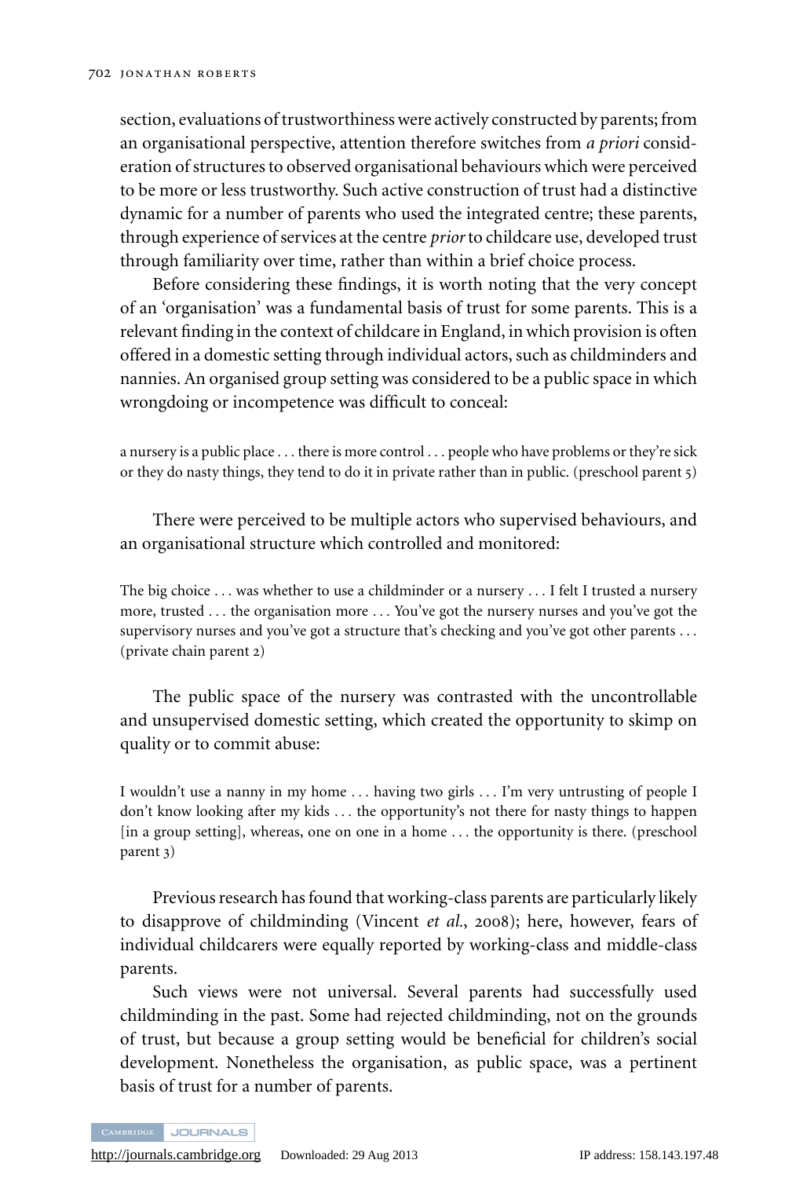section, evaluations of trustworthiness were actively constructed by parents; from an organisational perspective, attention therefore switches from *a priori* consideration of structures to observed organisational behaviours which were perceived to be more or less trustworthy. Such active construction of trust had a distinctive dynamic for a number of parents who used the integrated centre; these parents, through experience of services at the centre *prior* to childcare use, developed trust through familiarity over time, rather than within a brief choice process.

Before considering these findings, it is worth noting that the very concept of an 'organisation' was a fundamental basis of trust for some parents. This is a relevant finding in the context of childcare in England, in which provision is often offered in a domestic setting through individual actors, such as childminders and nannies. An organised group setting was considered to be a public space in which wrongdoing or incompetence was difficult to conceal:

> a nursery is a public place . . . there is more control . . . people who have problems or they're sick or they do nasty things, they tend to do it in private rather than in public. (preschool parent 5)

There were perceived to be multiple actors who supervised behaviours, and an organisational structure which controlled and monitored:

> The big choice . . . was whether to use a childminder or a nursery . . . I felt I trusted a nursery more, trusted . . . the organisation more . . . You've got the nursery nurses and you've got the supervisory nurses and you've got a structure that's checking and you've got other parents . . . (private chain parent 2)

The public space of the nursery was contrasted with the uncontrollable and unsupervised domestic setting, which created the opportunity to skimp on quality or to commit abuse:

> I wouldn't use a nanny in my home . . . having two girls . . . I'm very untrusting of people I don't know looking after my kids . . . the opportunity's not there for nasty things to happen [in a group setting], whereas, one on one in a home . . . the opportunity is there. (preschool parent 3)

Previous research has found that working-class parents are particularly likely to disapprove of childminding (Vincent *et al*., 2008); here, however, fears of individual childcarers were equally reported by working-class and middle-class parents.

Such views were not universal. Several parents had successfully used childminding in the past. Some had rejected childminding, not on the grounds of trust, but because a group setting would be beneficial for children's social development. Nonetheless the organisation, as public space, was a pertinent basis of trust for a number of parents.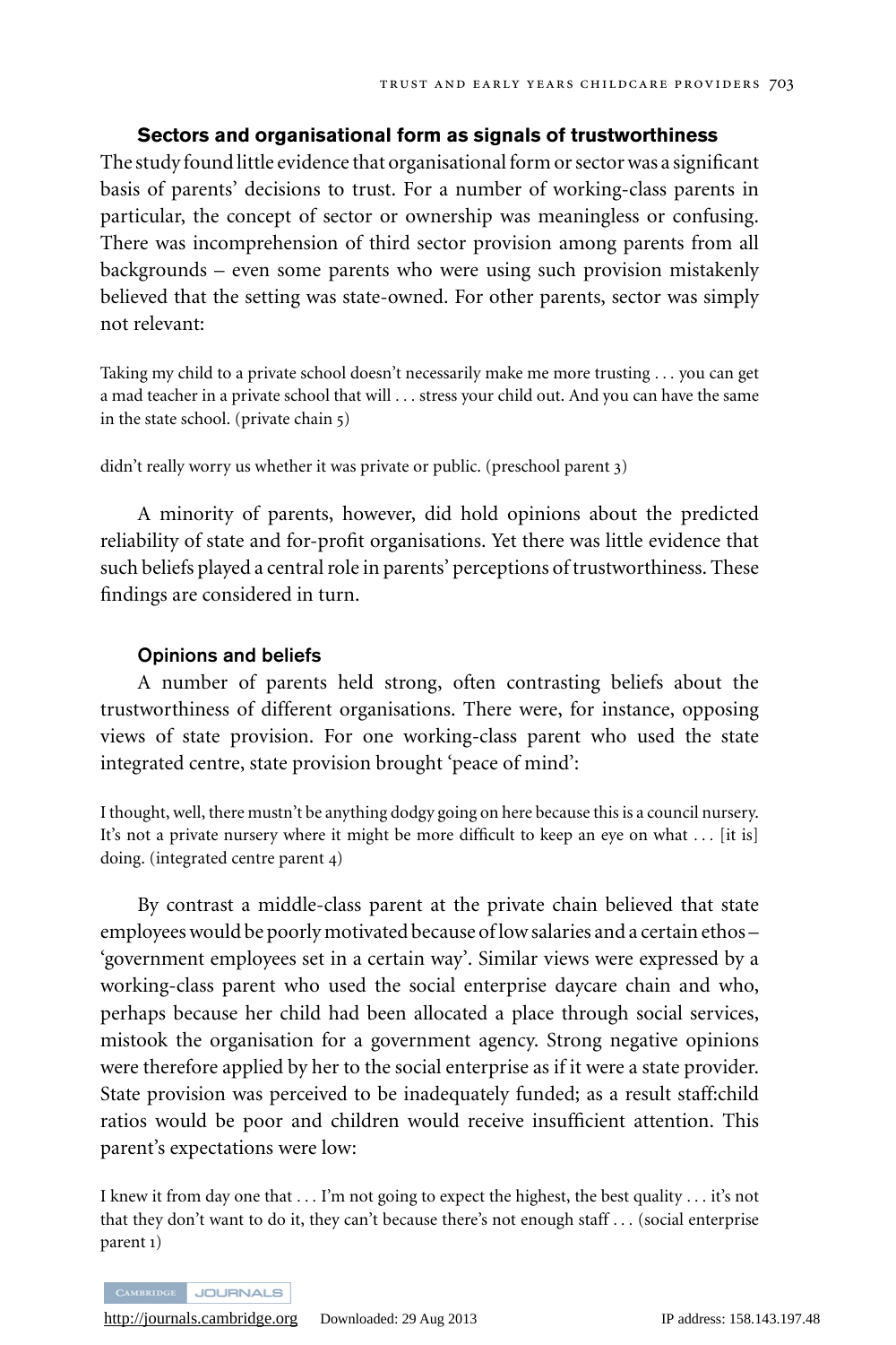### Sectors and organisational form as signals of trustworthiness

The study found little evidence that organisational form or sector was a significant basis of parents' decisions to trust. For a number of working-class parents in particular, the concept of sector or ownership was meaningless or confusing. There was incomprehension of third sector provision among parents from all backgrounds – even some parents who were using such provision mistakenly believed that the setting was state-owned. For other parents, sector was simply not relevant:

> Taking my child to a private school doesn't necessarily make me more trusting . . . you can get a mad teacher in a private school that will . . . stress your child out. And you can have the same in the state school. (private chain 5)

> didn't really worry us whether it was private or public. (preschool parent 3)

A minority of parents, however, did hold opinions about the predicted reliability of state and for-profit organisations. Yet there was little evidence that such beliefs played a central role in parents' perceptions of trustworthiness. These findings are considered in turn.

#### Opinions and beliefs

A number of parents held strong, often contrasting beliefs about the trustworthiness of different organisations. There were, for instance, opposing views of state provision. For one working-class parent who used the state integrated centre, state provision brought 'peace of mind':

> I thought, well, there mustn't be anything dodgy going on here because this is a council nursery. It's not a private nursery where it might be more difficult to keep an eye on what . . . [it is] doing. (integrated centre parent 4)

By contrast a middle-class parent at the private chain believed that state employees would be poorly motivated because of low salaries and a certain ethos – 'government employees set in a certain way'. Similar views were expressed by a working-class parent who used the social enterprise daycare chain and who, perhaps because her child had been allocated a place through social services, mistook the organisation for a government agency. Strong negative opinions were therefore applied by her to the social enterprise as if it were a state provider. State provision was perceived to be inadequately funded; as a result staff:child ratios would be poor and children would receive insufficient attention. This parent's expectations were low:

> I knew it from day one that . . . I'm not going to expect the highest, the best quality . . . it's not that they don't want to do it, they can't because there's not enough staff . . . (social enterprise parent 1)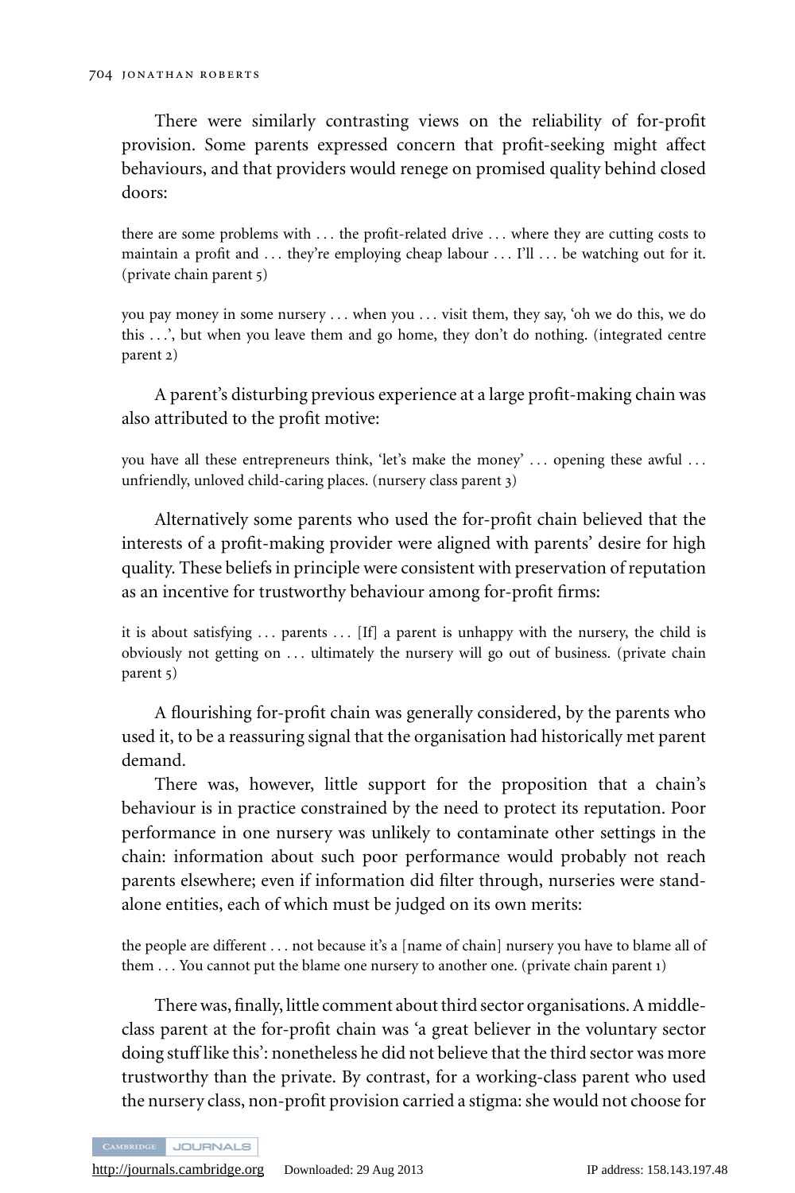There were similarly contrasting views on the reliability of for-profit provision. Some parents expressed concern that profit-seeking might affect behaviours, and that providers would renege on promised quality behind closed doors:

> there are some problems with . . . the profit-related drive . . . where they are cutting costs to maintain a profit and . . . they're employing cheap labour . . . I'll . . . be watching out for it. (private chain parent 5)

> you pay money in some nursery . . . when you . . . visit them, they say, 'oh we do this, we do this . . .', but when you leave them and go home, they don't do nothing. (integrated centre parent 2)

A parent's disturbing previous experience at a large profit-making chain was also attributed to the profit motive:

> you have all these entrepreneurs think, 'let's make the money' . . . opening these awful . . . unfriendly, unloved child-caring places. (nursery class parent 3)

Alternatively some parents who used the for-profit chain believed that the interests of a profit-making provider were aligned with parents' desire for high quality. These beliefs in principle were consistent with preservation of reputation as an incentive for trustworthy behaviour among for-profit firms:

> it is about satisfying . . . parents . . . [If] a parent is unhappy with the nursery, the child is obviously not getting on . . . ultimately the nursery will go out of business. (private chain parent 5)

A flourishing for-profit chain was generally considered, by the parents who used it, to be a reassuring signal that the organisation had historically met parent demand.

There was, however, little support for the proposition that a chain's behaviour is in practice constrained by the need to protect its reputation. Poor performance in one nursery was unlikely to contaminate other settings in the chain: information about such poor performance would probably not reach parents elsewhere; even if information did filter through, nurseries were stand-alone entities, each of which must be judged on its own merits:

> the people are different . . . not because it's a [name of chain] nursery you have to blame all of them . . . You cannot put the blame one nursery to another one. (private chain parent 1)

There was, finally, little comment about third sector organisations. A middle-class parent at the for-profit chain was 'a great believer in the voluntary sector doing stuff like this': nonetheless he did not believe that the third sector was more trustworthy than the private. By contrast, for a working-class parent who used the nursery class, non-profit provision carried a stigma: she would not choose for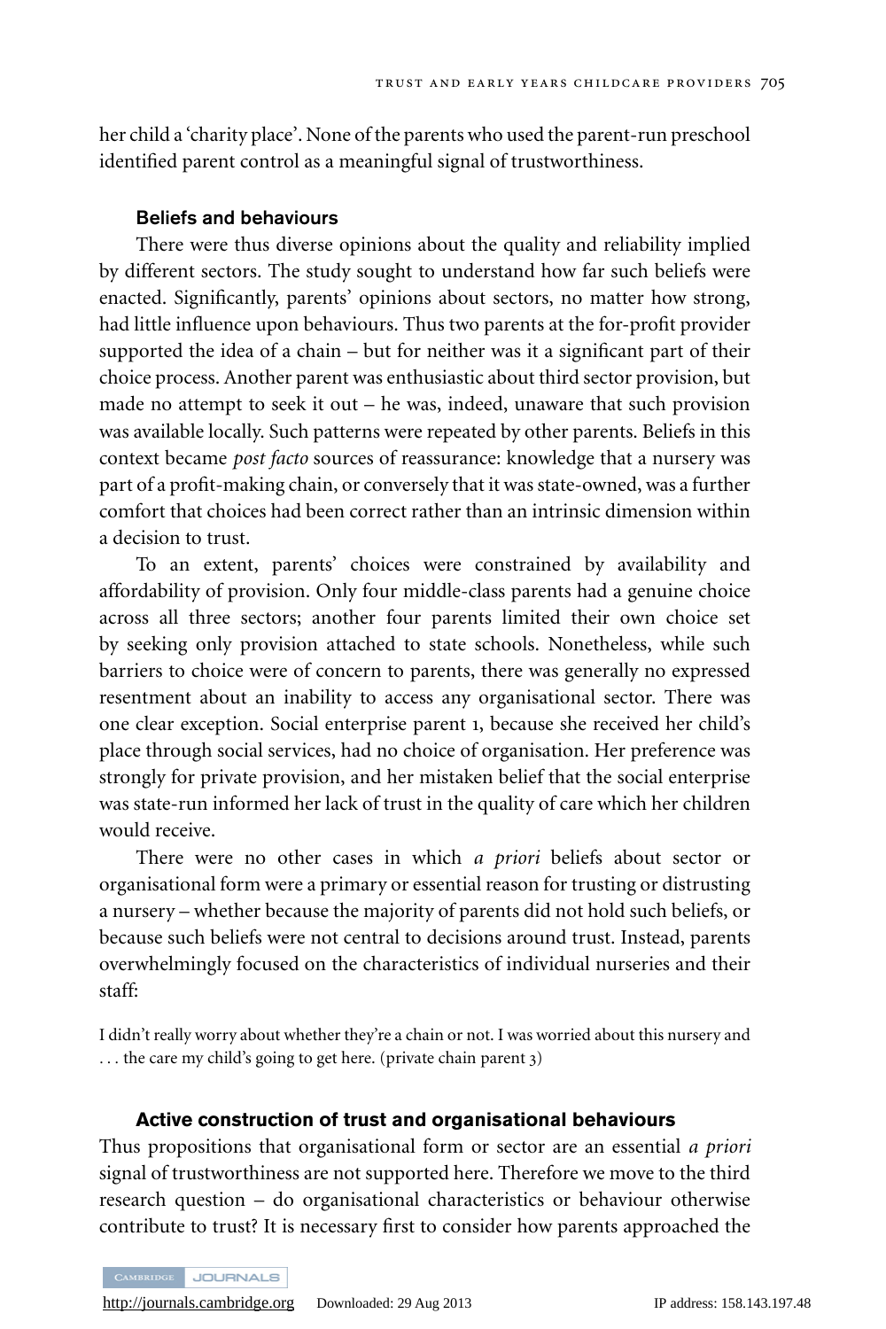her child a 'charity place'. None of the parents who used the parent-run preschool identified parent control as a meaningful signal of trustworthiness.

### Beliefs and behaviours

There were thus diverse opinions about the quality and reliability implied by different sectors. The study sought to understand how far such beliefs were enacted. Significantly, parents' opinions about sectors, no matter how strong, had little influence upon behaviours. Thus two parents at the for-profit provider supported the idea of a chain – but for neither was it a significant part of their choice process. Another parent was enthusiastic about third sector provision, but made no attempt to seek it out – he was, indeed, unaware that such provision was available locally. Such patterns were repeated by other parents. Beliefs in this context became *post facto* sources of reassurance: knowledge that a nursery was part of a profit-making chain, or conversely that it was state-owned, was a further comfort that choices had been correct rather than an intrinsic dimension within a decision to trust.

To an extent, parents' choices were constrained by availability and affordability of provision. Only four middle-class parents had a genuine choice across all three sectors; another four parents limited their own choice set by seeking only provision attached to state schools. Nonetheless, while such barriers to choice were of concern to parents, there was generally no expressed resentment about an inability to access any organisational sector. There was one clear exception. Social enterprise parent 1, because she received her child's place through social services, had no choice of organisation. Her preference was strongly for private provision, and her mistaken belief that the social enterprise was state-run informed her lack of trust in the quality of care which her children would receive.

There were no other cases in which *a priori* beliefs about sector or organisational form were a primary or essential reason for trusting or distrusting a nursery – whether because the majority of parents did not hold such beliefs, or because such beliefs were not central to decisions around trust. Instead, parents overwhelmingly focused on the characteristics of individual nurseries and their staff:

> I didn't really worry about whether they're a chain or not. I was worried about this nursery and . . . the care my child's going to get here. (private chain parent 3)

### Active construction of trust and organisational behaviours

Thus propositions that organisational form or sector are an essential *a priori* signal of trustworthiness are not supported here. Therefore we move to the third research question – do organisational characteristics or behaviour otherwise contribute to trust? It is necessary first to consider how parents approached the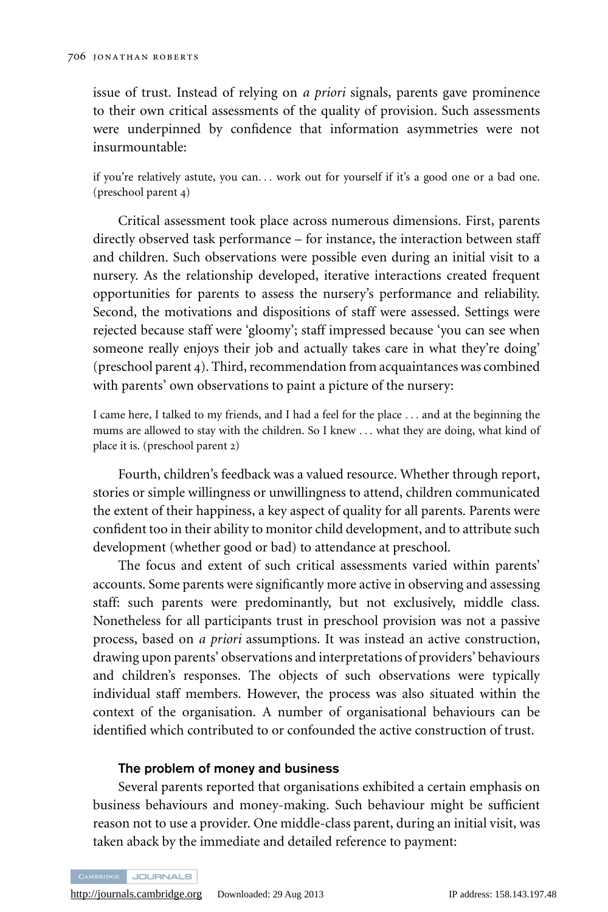issue of trust. Instead of relying on *a priori* signals, parents gave prominence to their own critical assessments of the quality of provision. Such assessments were underpinned by confidence that information asymmetries were not insurmountable:

> if you're relatively astute, you can... work out for yourself if it's a good one or a bad one. (preschool parent 4)

Critical assessment took place across numerous dimensions. First, parents directly observed task performance – for instance, the interaction between staff and children. Such observations were possible even during an initial visit to a nursery. As the relationship developed, iterative interactions created frequent opportunities for parents to assess the nursery's performance and reliability. Second, the motivations and dispositions of staff were assessed. Settings were rejected because staff were 'gloomy'; staff impressed because 'you can see when someone really enjoys their job and actually takes care in what they're doing' (preschool parent 4). Third, recommendation from acquaintances was combined with parents' own observations to paint a picture of the nursery:

> I came here, I talked to my friends, and I had a feel for the place . . . and at the beginning the mums are allowed to stay with the children. So I knew . . . what they are doing, what kind of place it is. (preschool parent 2)

Fourth, children's feedback was a valued resource. Whether through report, stories or simple willingness or unwillingness to attend, children communicated the extent of their happiness, a key aspect of quality for all parents. Parents were confident too in their ability to monitor child development, and to attribute such development (whether good or bad) to attendance at preschool.

The focus and extent of such critical assessments varied within parents' accounts. Some parents were significantly more active in observing and assessing staff: such parents were predominantly, but not exclusively, middle class. Nonetheless for all participants trust in preschool provision was not a passive process, based on *a priori* assumptions. It was instead an active construction, drawing upon parents' observations and interpretations of providers' behaviours and children's responses. The objects of such observations were typically individual staff members. However, the process was also situated within the context of the organisation. A number of organisational behaviours can be identified which contributed to or confounded the active construction of trust.

### The problem of money and business

Several parents reported that organisations exhibited a certain emphasis on business behaviours and money-making. Such behaviour might be sufficient reason not to use a provider. One middle-class parent, during an initial visit, was taken aback by the immediate and detailed reference to payment: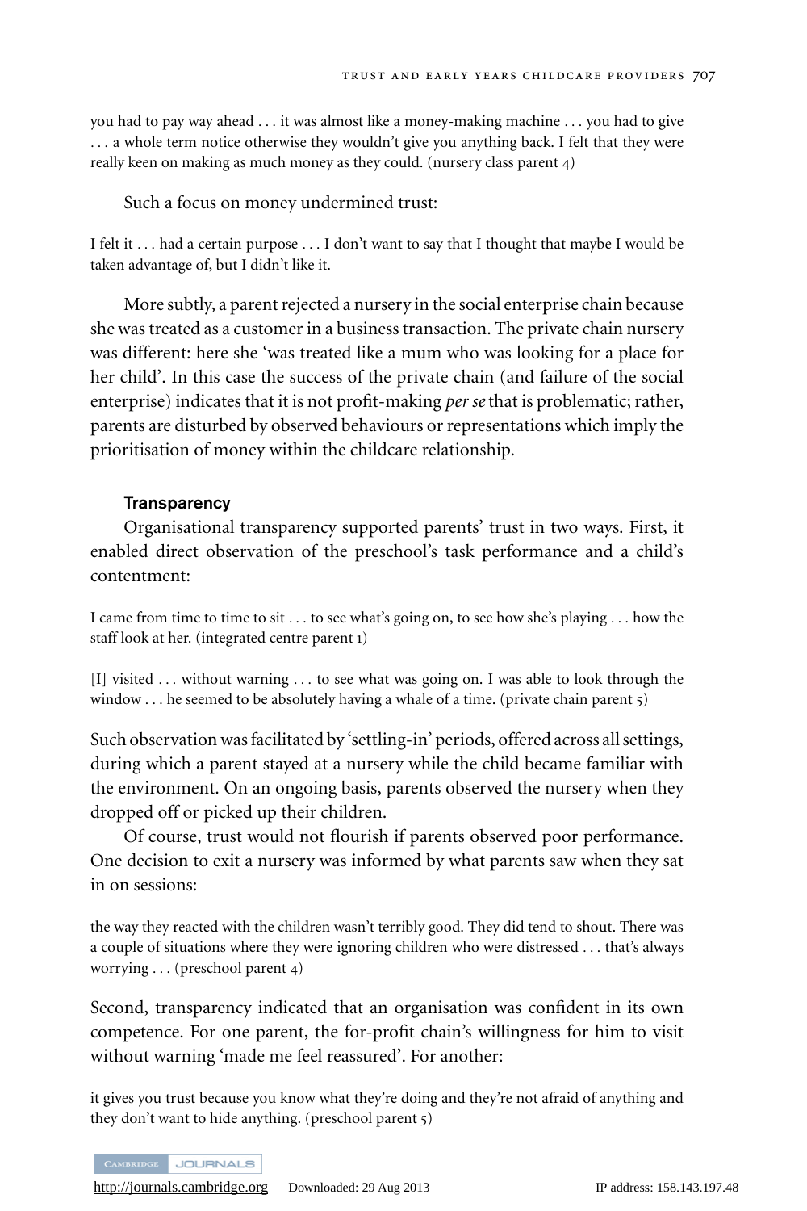you had to pay way ahead . . . it was almost like a money-making machine . . . you had to give . . . a whole term notice otherwise they wouldn't give you anything back. I felt that they were really keen on making as much money as they could. (nursery class parent 4)

Such a focus on money undermined trust:

I felt it . . . had a certain purpose . . . I don't want to say that I thought that maybe I would be taken advantage of, but I didn't like it.

More subtly, a parent rejected a nursery in the social enterprise chain because she was treated as a customer in a business transaction. The private chain nursery was different: here she 'was treated like a mum who was looking for a place for her child'. In this case the success of the private chain (and failure of the social enterprise) indicates that it is not profit-making *per se* that is problematic; rather, parents are disturbed by observed behaviours or representations which imply the prioritisation of money within the childcare relationship.

### Transparency

Organisational transparency supported parents' trust in two ways. First, it enabled direct observation of the preschool's task performance and a child's contentment:

I came from time to time to sit . . . to see what's going on, to see how she's playing . . . how the staff look at her. (integrated centre parent 1)

[I] visited . . . without warning . . . to see what was going on. I was able to look through the window . . . he seemed to be absolutely having a whale of a time. (private chain parent 5)

Such observation was facilitated by 'settling-in' periods, offered across all settings, during which a parent stayed at a nursery while the child became familiar with the environment. On an ongoing basis, parents observed the nursery when they dropped off or picked up their children.

Of course, trust would not flourish if parents observed poor performance. One decision to exit a nursery was informed by what parents saw when they sat in on sessions:

the way they reacted with the children wasn't terribly good. They did tend to shout. There was a couple of situations where they were ignoring children who were distressed . . . that's always worrying . . . (preschool parent 4)

Second, transparency indicated that an organisation was confident in its own competence. For one parent, the for-profit chain's willingness for him to visit without warning 'made me feel reassured'. For another:

it gives you trust because you know what they're doing and they're not afraid of anything and they don't want to hide anything. (preschool parent 5)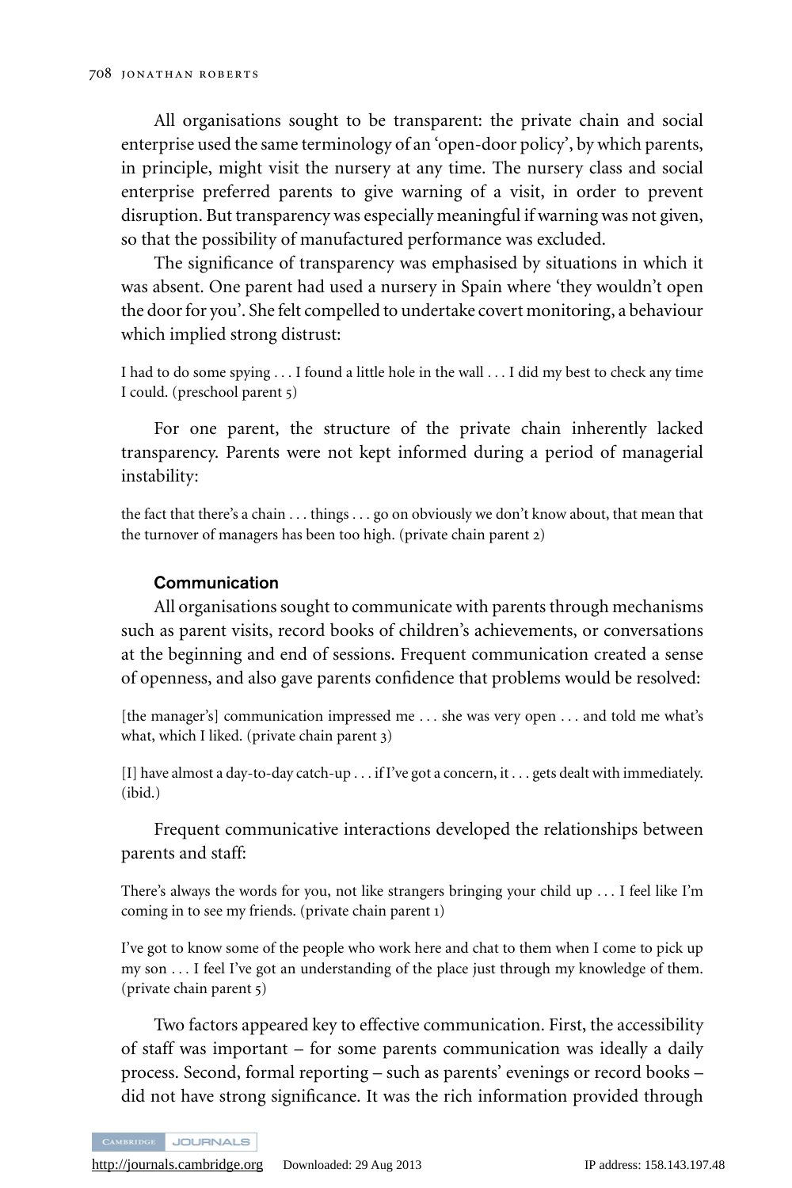All organisations sought to be transparent: the private chain and social enterprise used the same terminology of an 'open-door policy', by which parents, in principle, might visit the nursery at any time. The nursery class and social enterprise preferred parents to give warning of a visit, in order to prevent disruption. But transparency was especially meaningful if warning was not given, so that the possibility of manufactured performance was excluded.

The significance of transparency was emphasised by situations in which it was absent. One parent had used a nursery in Spain where 'they wouldn't open the door for you'. She felt compelled to undertake covert monitoring, a behaviour which implied strong distrust:

> I had to do some spying . . . I found a little hole in the wall . . . I did my best to check any time I could. (preschool parent 5)

For one parent, the structure of the private chain inherently lacked transparency. Parents were not kept informed during a period of managerial instability:

> the fact that there's a chain . . . things . . . go on obviously we don't know about, that mean that the turnover of managers has been too high. (private chain parent 2)

### Communication

All organisations sought to communicate with parents through mechanisms such as parent visits, record books of children's achievements, or conversations at the beginning and end of sessions. Frequent communication created a sense of openness, and also gave parents confidence that problems would be resolved:

> [the manager's] communication impressed me . . . she was very open . . . and told me what's what, which I liked. (private chain parent 3)

> [I] have almost a day-to-day catch-up . . . if I've got a concern, it . . . gets dealt with immediately. (ibid.)

Frequent communicative interactions developed the relationships between parents and staff:

> There's always the words for you, not like strangers bringing your child up . . . I feel like I'm coming in to see my friends. (private chain parent 1)

> I've got to know some of the people who work here and chat to them when I come to pick up my son . . . I feel I've got an understanding of the place just through my knowledge of them. (private chain parent 5)

Two factors appeared key to effective communication. First, the accessibility of staff was important – for some parents communication was ideally a daily process. Second, formal reporting – such as parents' evenings or record books – did not have strong significance. It was the rich information provided through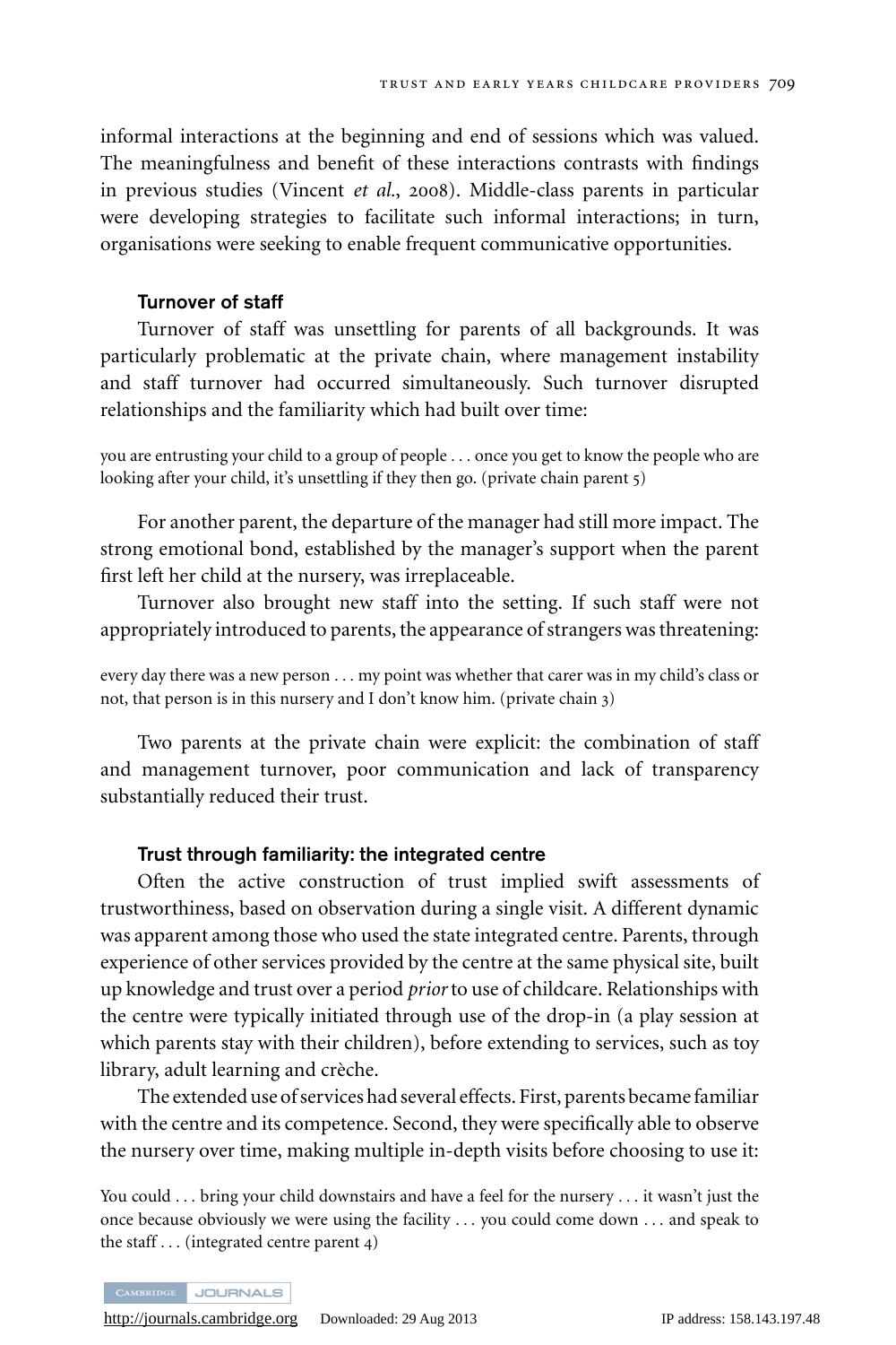informal interactions at the beginning and end of sessions which was valued. The meaningfulness and benefit of these interactions contrasts with findings in previous studies (Vincent *et al.*, 2008). Middle-class parents in particular were developing strategies to facilitate such informal interactions; in turn, organisations were seeking to enable frequent communicative opportunities.

### Turnover of staff

Turnover of staff was unsettling for parents of all backgrounds. It was particularly problematic at the private chain, where management instability and staff turnover had occurred simultaneously. Such turnover disrupted relationships and the familiarity which had built over time:

> you are entrusting your child to a group of people . . . once you get to know the people who are looking after your child, it's unsettling if they then go. (private chain parent 5)

For another parent, the departure of the manager had still more impact. The strong emotional bond, established by the manager's support when the parent first left her child at the nursery, was irreplaceable.

Turnover also brought new staff into the setting. If such staff were not appropriately introduced to parents, the appearance of strangers was threatening:

> every day there was a new person . . . my point was whether that carer was in my child's class or not, that person is in this nursery and I don't know him. (private chain 3)

Two parents at the private chain were explicit: the combination of staff and management turnover, poor communication and lack of transparency substantially reduced their trust.

### Trust through familiarity: the integrated centre

Often the active construction of trust implied swift assessments of trustworthiness, based on observation during a single visit. A different dynamic was apparent among those who used the state integrated centre. Parents, through experience of other services provided by the centre at the same physical site, built up knowledge and trust over a period *prior* to use of childcare. Relationships with the centre were typically initiated through use of the drop-in (a play session at which parents stay with their children), before extending to services, such as toy library, adult learning and crèche.

The extended use of services had several effects. First, parents became familiar with the centre and its competence. Second, they were specifically able to observe the nursery over time, making multiple in-depth visits before choosing to use it:

> You could . . . bring your child downstairs and have a feel for the nursery . . . it wasn't just the once because obviously we were using the facility . . . you could come down . . . and speak to the staff . . . (integrated centre parent 4)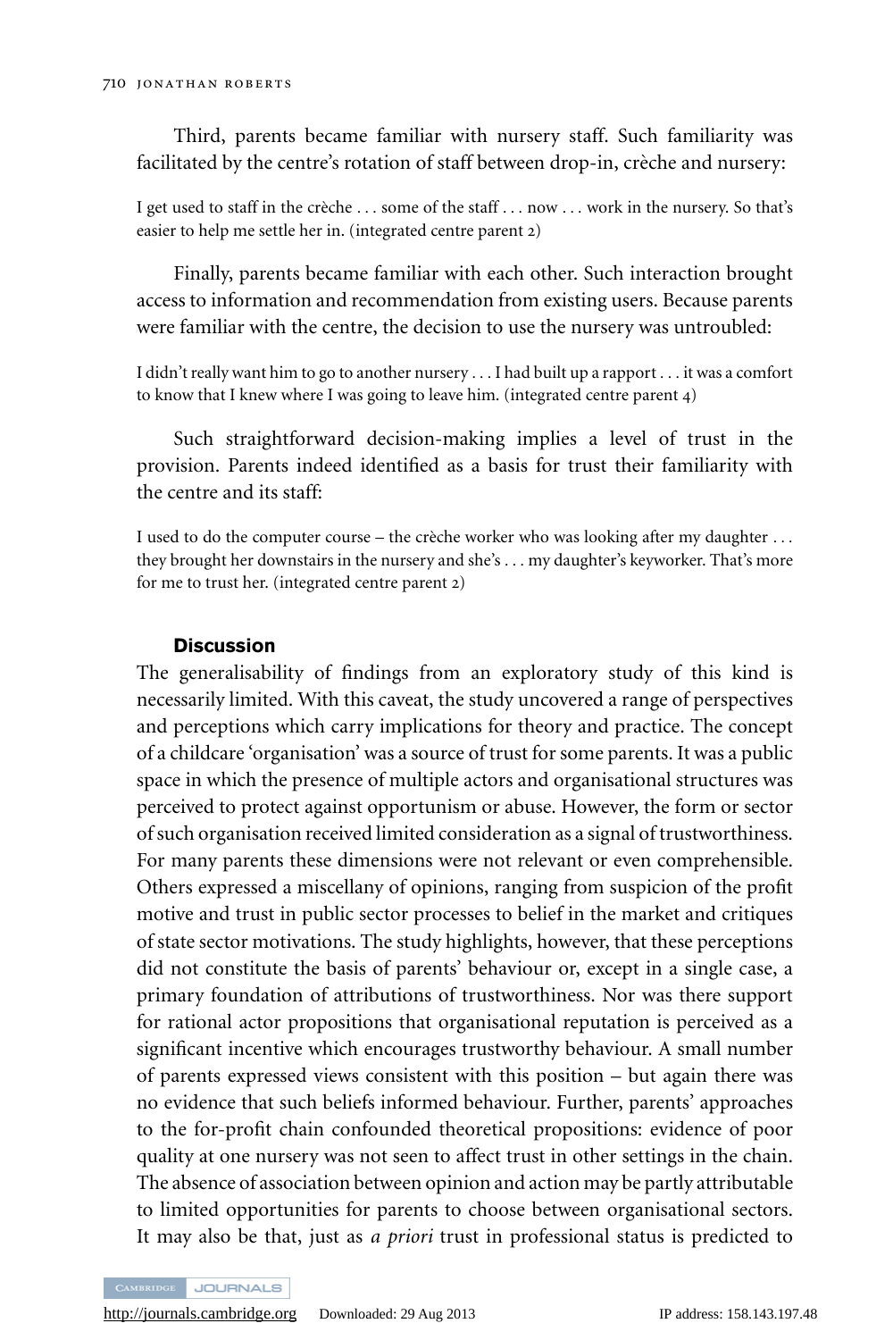Third, parents became familiar with nursery staff. Such familiarity was facilitated by the centre's rotation of staff between drop-in, crèche and nursery:

> I get used to staff in the crèche . . . some of the staff . . . now . . . work in the nursery. So that's easier to help me settle her in. (integrated centre parent 2)

Finally, parents became familiar with each other. Such interaction brought access to information and recommendation from existing users. Because parents were familiar with the centre, the decision to use the nursery was untroubled:

> I didn't really want him to go to another nursery . . . I had built up a rapport . . . it was a comfort to know that I knew where I was going to leave him. (integrated centre parent 4)

Such straightforward decision-making implies a level of trust in the provision. Parents indeed identified as a basis for trust their familiarity with the centre and its staff:

> I used to do the computer course – the crèche worker who was looking after my daughter . . . they brought her downstairs in the nursery and she's . . . my daughter's keyworker. That's more for me to trust her. (integrated centre parent 2)

## Discussion

The generalisability of findings from an exploratory study of this kind is necessarily limited. With this caveat, the study uncovered a range of perspectives and perceptions which carry implications for theory and practice. The concept of a childcare 'organisation' was a source of trust for some parents. It was a public space in which the presence of multiple actors and organisational structures was perceived to protect against opportunism or abuse. However, the form or sector of such organisation received limited consideration as a signal of trustworthiness. For many parents these dimensions were not relevant or even comprehensible. Others expressed a miscellany of opinions, ranging from suspicion of the profit motive and trust in public sector processes to belief in the market and critiques of state sector motivations. The study highlights, however, that these perceptions did not constitute the basis of parents' behaviour or, except in a single case, a primary foundation of attributions of trustworthiness. Nor was there support for rational actor propositions that organisational reputation is perceived as a significant incentive which encourages trustworthy behaviour. A small number of parents expressed views consistent with this position – but again there was no evidence that such beliefs informed behaviour. Further, parents' approaches to the for-profit chain confounded theoretical propositions: evidence of poor quality at one nursery was not seen to affect trust in other settings in the chain. The absence of association between opinion and action may be partly attributable to limited opportunities for parents to choose between organisational sectors. It may also be that, just as *a priori* trust in professional status is predicted to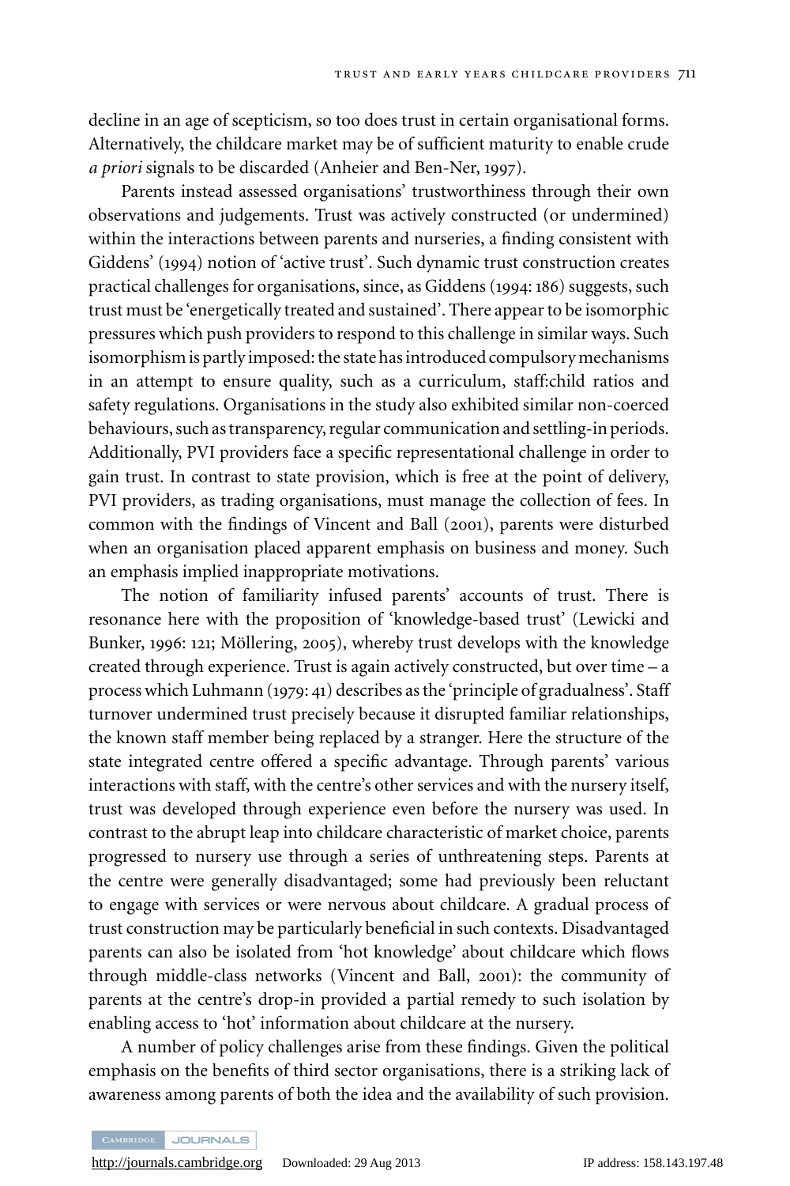decline in an age of scepticism, so too does trust in certain organisational forms. Alternatively, the childcare market may be of sufficient maturity to enable crude *a priori* signals to be discarded (Anheier and Ben-Ner, 1997).

Parents instead assessed organisations' trustworthiness through their own observations and judgements. Trust was actively constructed (or undermined) within the interactions between parents and nurseries, a finding consistent with Giddens' (1994) notion of 'active trust'. Such dynamic trust construction creates practical challenges for organisations, since, as Giddens (1994: 186) suggests, such trust must be 'energetically treated and sustained'. There appear to be isomorphic pressures which push providers to respond to this challenge in similar ways. Such isomorphism is partly imposed: the state has introduced compulsory mechanisms in an attempt to ensure quality, such as a curriculum, staff:child ratios and safety regulations. Organisations in the study also exhibited similar non-coerced behaviours, such as transparency, regular communication and settling-in periods. Additionally, PVI providers face a specific representational challenge in order to gain trust. In contrast to state provision, which is free at the point of delivery, PVI providers, as trading organisations, must manage the collection of fees. In common with the findings of Vincent and Ball (2001), parents were disturbed when an organisation placed apparent emphasis on business and money. Such an emphasis implied inappropriate motivations.

The notion of familiarity infused parents' accounts of trust. There is resonance here with the proposition of 'knowledge-based trust' (Lewicki and Bunker, 1996: 121; Möllering, 2005), whereby trust develops with the knowledge created through experience. Trust is again actively constructed, but over time – a process which Luhmann (1979: 41) describes as the 'principle of gradualness'. Staff turnover undermined trust precisely because it disrupted familiar relationships, the known staff member being replaced by a stranger. Here the structure of the state integrated centre offered a specific advantage. Through parents' various interactions with staff, with the centre's other services and with the nursery itself, trust was developed through experience even before the nursery was used. In contrast to the abrupt leap into childcare characteristic of market choice, parents progressed to nursery use through a series of unthreatening steps. Parents at the centre were generally disadvantaged; some had previously been reluctant to engage with services or were nervous about childcare. A gradual process of trust construction may be particularly beneficial in such contexts. Disadvantaged parents can also be isolated from 'hot knowledge' about childcare which flows through middle-class networks (Vincent and Ball, 2001): the community of parents at the centre's drop-in provided a partial remedy to such isolation by enabling access to 'hot' information about childcare at the nursery.

A number of policy challenges arise from these findings. Given the political emphasis on the benefits of third sector organisations, there is a striking lack of awareness among parents of both the idea and the availability of such provision.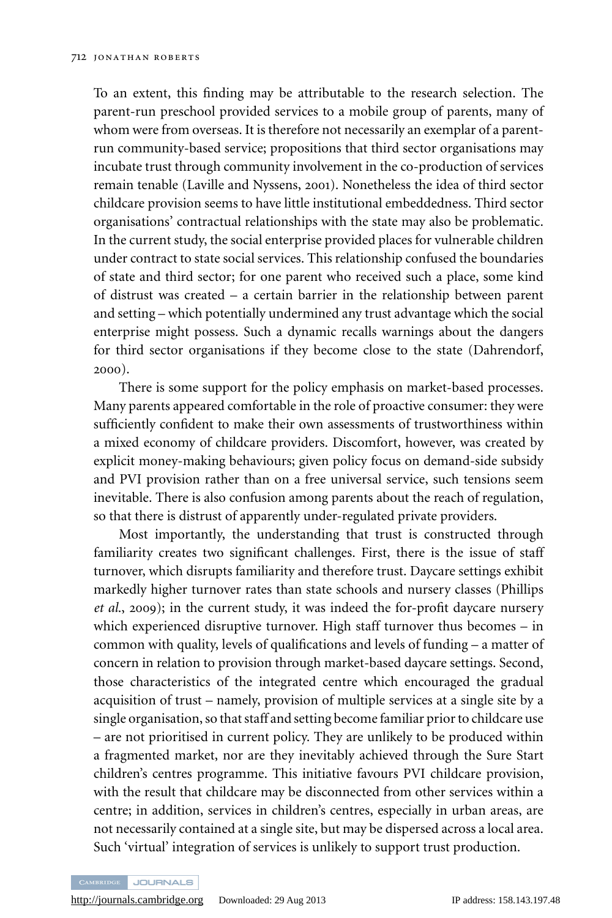To an extent, this finding may be attributable to the research selection. The parent-run preschool provided services to a mobile group of parents, many of whom were from overseas. It is therefore not necessarily an exemplar of a parent-run community-based service; propositions that third sector organisations may incubate trust through community involvement in the co-production of services remain tenable (Laville and Nyssens, 2001). Nonetheless the idea of third sector childcare provision seems to have little institutional embeddedness. Third sector organisations' contractual relationships with the state may also be problematic. In the current study, the social enterprise provided places for vulnerable children under contract to state social services. This relationship confused the boundaries of state and third sector; for one parent who received such a place, some kind of distrust was created – a certain barrier in the relationship between parent and setting – which potentially undermined any trust advantage which the social enterprise might possess. Such a dynamic recalls warnings about the dangers for third sector organisations if they become close to the state (Dahrendorf, 2000).

There is some support for the policy emphasis on market-based processes. Many parents appeared comfortable in the role of proactive consumer: they were sufficiently confident to make their own assessments of trustworthiness within a mixed economy of childcare providers. Discomfort, however, was created by explicit money-making behaviours; given policy focus on demand-side subsidy and PVI provision rather than on a free universal service, such tensions seem inevitable. There is also confusion among parents about the reach of regulation, so that there is distrust of apparently under-regulated private providers.

Most importantly, the understanding that trust is constructed through familiarity creates two significant challenges. First, there is the issue of staff turnover, which disrupts familiarity and therefore trust. Daycare settings exhibit markedly higher turnover rates than state schools and nursery classes (Phillips *et al.*, 2009); in the current study, it was indeed the for-profit daycare nursery which experienced disruptive turnover. High staff turnover thus becomes – in common with quality, levels of qualifications and levels of funding – a matter of concern in relation to provision through market-based daycare settings. Second, those characteristics of the integrated centre which encouraged the gradual acquisition of trust – namely, provision of multiple services at a single site by a single organisation, so that staff and setting become familiar prior to childcare use – are not prioritised in current policy. They are unlikely to be produced within a fragmented market, nor are they inevitably achieved through the Sure Start children's centres programme. This initiative favours PVI childcare provision, with the result that childcare may be disconnected from other services within a centre; in addition, services in children's centres, especially in urban areas, are not necessarily contained at a single site, but may be dispersed across a local area. Such 'virtual' integration of services is unlikely to support trust production.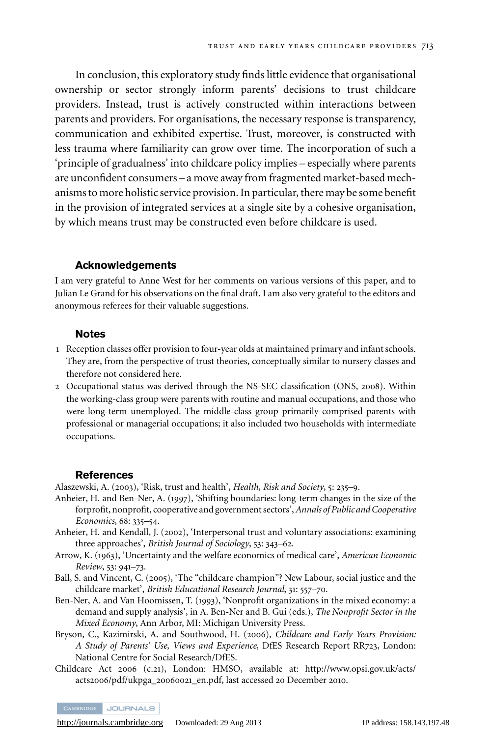In conclusion, this exploratory study finds little evidence that organisational ownership or sector strongly inform parents' decisions to trust childcare providers. Instead, trust is actively constructed within interactions between parents and providers. For organisations, the necessary response is transparency, communication and exhibited expertise. Trust, moreover, is constructed with less trauma where familiarity can grow over time. The incorporation of such a 'principle of gradualness' into childcare policy implies – especially where parents are unconfident consumers – a move away from fragmented market-based mechanisms to more holistic service provision. In particular, there may be some benefit in the provision of integrated services at a single site by a cohesive organisation, by which means trust may be constructed even before childcare is used.

## Acknowledgements

I am very grateful to Anne West for her comments on various versions of this paper, and to Julian Le Grand for his observations on the final draft. I am also very grateful to the editors and anonymous referees for their valuable suggestions.

## Notes

1 Reception classes offer provision to four-year olds at maintained primary and infant schools. They are, from the perspective of trust theories, conceptually similar to nursery classes and therefore not considered here.

2 Occupational status was derived through the NS-SEC classification (ONS, 2008). Within the working-class group were parents with routine and manual occupations, and those who were long-term unemployed. The middle-class group primarily comprised parents with professional or managerial occupations; it also included two households with intermediate occupations.

## References

Alaszewski, A. (2003), 'Risk, trust and health', *Health, Risk and Society*, 5: 235–9.

Anheier, H. and Ben-Ner, A. (1997), 'Shifting boundaries: long-term changes in the size of the forprofit, nonprofit, cooperative and government sectors', *Annals of Public and Cooperative Economics*, 68: 335–54.

Anheier, H. and Kendall, J. (2002), 'Interpersonal trust and voluntary associations: examining three approaches', *British Journal of Sociology*, 53: 343–62.

Arrow, K. (1963), 'Uncertainty and the welfare economics of medical care', *American Economic Review*, 53: 941–73.

Ball, S. and Vincent, C. (2005), 'The "childcare champion"? New Labour, social justice and the childcare market', *British Educational Research Journal*, 31: 557–70.

Ben-Ner, A. and Van Hoomissen, T. (1993), 'Nonprofit organizations in the mixed economy: a demand and supply analysis', in A. Ben-Ner and B. Gui (eds.), *The Nonprofit Sector in the Mixed Economy*, Ann Arbor, MI: Michigan University Press.

Bryson, C., Kazimirski, A. and Southwood, H. (2006), *Childcare and Early Years Provision: A Study of Parents' Use, Views and Experience*, DfES Research Report RR723, London: National Centre for Social Research/DfES.

Childcare Act 2006 (c.21), London: HMSO, available at: http://www.opsi.gov.uk/acts/acts2006/pdf/ukpga_20060021_en.pdf, last accessed 20 December 2010.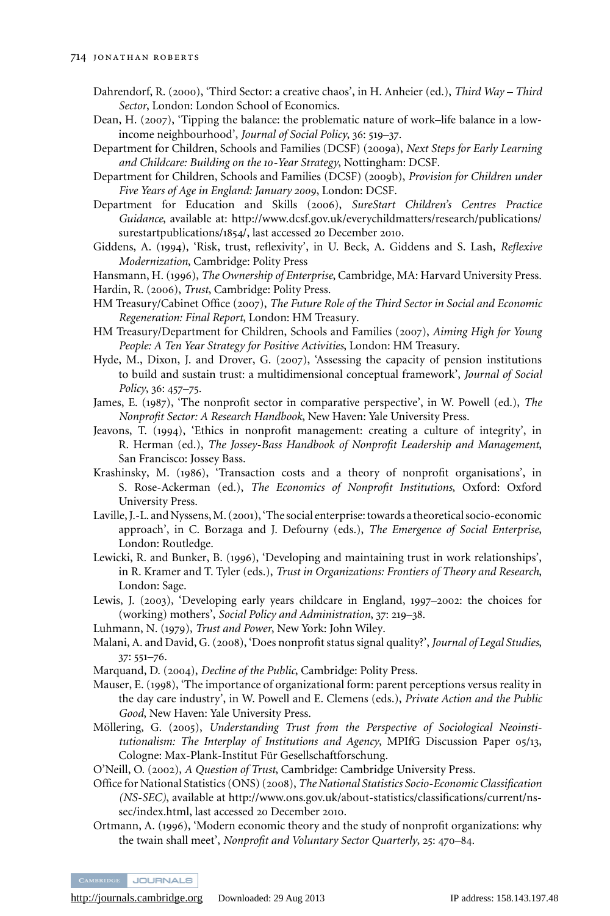Dahrendorf, R. (2000), 'Third Sector: a creative chaos', in H. Anheier (ed.), *Third Way – Third Sector*, London: London School of Economics.

Dean, H. (2007), 'Tipping the balance: the problematic nature of work–life balance in a low-income neighbourhood', *Journal of Social Policy*, 36: 519–37.

Department for Children, Schools and Families (DCSF) (2009a), *Next Steps for Early Learning and Childcare: Building on the 10-Year Strategy*, Nottingham: DCSF.

Department for Children, Schools and Families (DCSF) (2009b), *Provision for Children under Five Years of Age in England: January 2009*, London: DCSF.

Department for Education and Skills (2006), *SureStart Children's Centres Practice Guidance*, available at: http://www.dcsf.gov.uk/everychildmatters/research/publications/surestartpublications/1854/, last accessed 20 December 2010.

Giddens, A. (1994), 'Risk, trust, reflexivity', in U. Beck, A. Giddens and S. Lash, *Reflexive Modernization*, Cambridge: Polity Press

Hansmann, H. (1996), *The Ownership of Enterprise*, Cambridge, MA: Harvard University Press.

Hardin, R. (2006), *Trust*, Cambridge: Polity Press.

HM Treasury/Cabinet Office (2007), *The Future Role of the Third Sector in Social and Economic Regeneration: Final Report*, London: HM Treasury.

HM Treasury/Department for Children, Schools and Families (2007), *Aiming High for Young People: A Ten Year Strategy for Positive Activities*, London: HM Treasury.

Hyde, M., Dixon, J. and Drover, G. (2007), 'Assessing the capacity of pension institutions to build and sustain trust: a multidimensional conceptual framework', *Journal of Social Policy*, 36: 457–75.

James, E. (1987), 'The nonprofit sector in comparative perspective', in W. Powell (ed.), *The Nonprofit Sector: A Research Handbook*, New Haven: Yale University Press.

Jeavons, T. (1994), 'Ethics in nonprofit management: creating a culture of integrity', in R. Herman (ed.), *The Jossey-Bass Handbook of Nonprofit Leadership and Management*, San Francisco: Jossey Bass.

Krashinsky, M. (1986), 'Transaction costs and a theory of nonprofit organisations', in S. Rose-Ackerman (ed.), *The Economics of Nonprofit Institutions*, Oxford: Oxford University Press.

Laville, J.-L. and Nyssens, M. (2001), 'The social enterprise: towards a theoretical socio-economic approach', in C. Borzaga and J. Defourny (eds.), *The Emergence of Social Enterprise*, London: Routledge.

Lewicki, R. and Bunker, B. (1996), 'Developing and maintaining trust in work relationships', in R. Kramer and T. Tyler (eds.), *Trust in Organizations: Frontiers of Theory and Research*, London: Sage.

Lewis, J. (2003), 'Developing early years childcare in England, 1997–2002: the choices for (working) mothers', *Social Policy and Administration*, 37: 219–38.

Luhmann, N. (1979), *Trust and Power*, New York: John Wiley.

Malani, A. and David, G. (2008), 'Does nonprofit status signal quality?', *Journal of Legal Studies*, 37: 551–76.

Marquand, D. (2004), *Decline of the Public*, Cambridge: Polity Press.

Mauser, E. (1998), 'The importance of organizational form: parent perceptions versus reality in the day care industry', in W. Powell and E. Clemens (eds.), *Private Action and the Public Good*, New Haven: Yale University Press.

Möllering, G. (2005), *Understanding Trust from the Perspective of Sociological Neoinstitutionalism: The Interplay of Institutions and Agency*, MPIfG Discussion Paper 05/13, Cologne: Max-Plank-Institut Für Gesellschaftforschung.

O'Neill, O. (2002), *A Question of Trust*, Cambridge: Cambridge University Press.

Office for National Statistics (ONS) (2008), *The National Statistics Socio-Economic Classification (NS-SEC)*, available at http://www.ons.gov.uk/about-statistics/classifications/current/ns-sec/index.html, last accessed 20 December 2010.

Ortmann, A. (1996), 'Modern economic theory and the study of nonprofit organizations: why the twain shall meet', *Nonprofit and Voluntary Sector Quarterly*, 25: 470–84.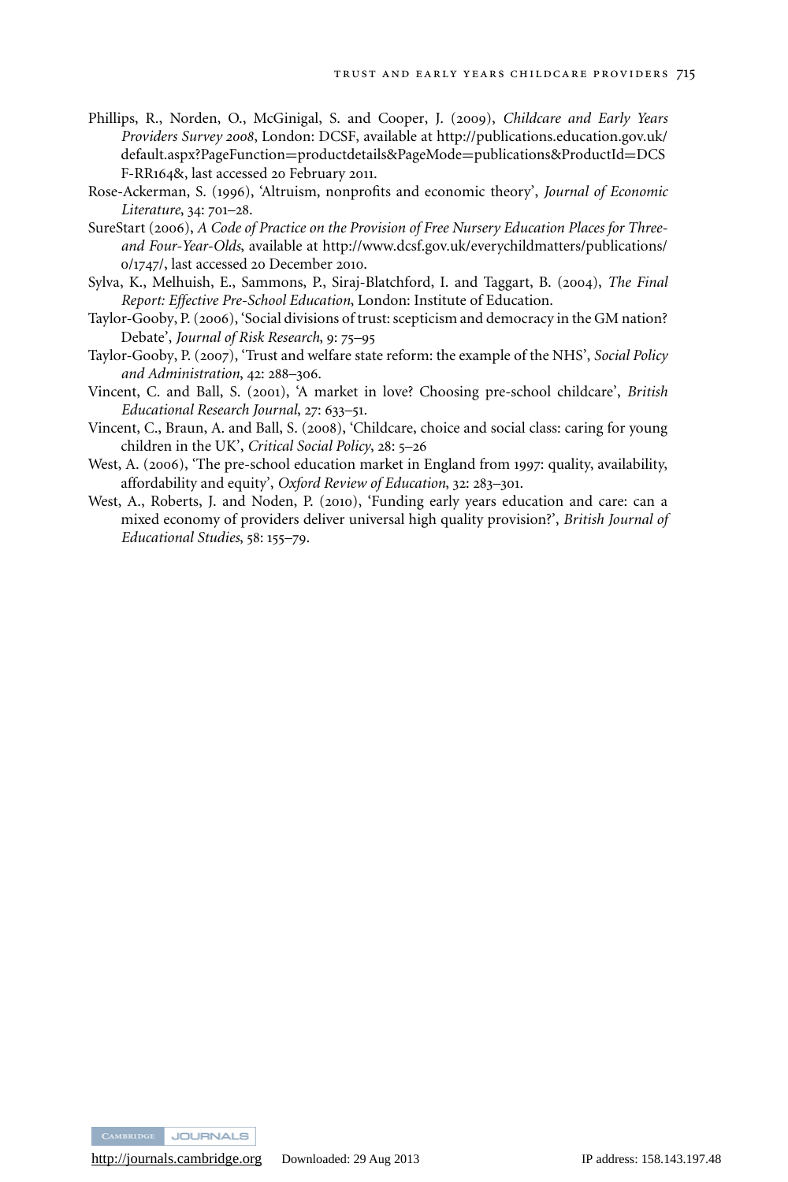Phillips, R., Norden, O., McGinigal, S. and Cooper, J. (2009), *Childcare and Early Years Providers Survey 2008*, London: DCSF, available at http://publications.education.gov.uk/default.aspx?PageFunction=productdetails&PageMode=publications&ProductId=DCSF-RR164&, last accessed 20 February 2011.

Rose-Ackerman, S. (1996), 'Altruism, nonprofits and economic theory', *Journal of Economic Literature*, 34: 701–28.

SureStart (2006), *A Code of Practice on the Provision of Free Nursery Education Places for Three- and Four-Year-Olds*, available at http://www.dcsf.gov.uk/everychildmatters/publications/0/1747/, last accessed 20 December 2010.

Sylva, K., Melhuish, E., Sammons, P., Siraj-Blatchford, I. and Taggart, B. (2004), *The Final Report: Effective Pre-School Education*, London: Institute of Education.

Taylor-Gooby, P. (2006), 'Social divisions of trust: scepticism and democracy in the GM nation? Debate', *Journal of Risk Research*, 9: 75–95

Taylor-Gooby, P. (2007), 'Trust and welfare state reform: the example of the NHS', *Social Policy and Administration*, 42: 288–306.

Vincent, C. and Ball, S. (2001), 'A market in love? Choosing pre-school childcare', *British Educational Research Journal*, 27: 633–51.

Vincent, C., Braun, A. and Ball, S. (2008), 'Childcare, choice and social class: caring for young children in the UK', *Critical Social Policy*, 28: 5–26

West, A. (2006), 'The pre-school education market in England from 1997: quality, availability, affordability and equity', *Oxford Review of Education*, 32: 283–301.

West, A., Roberts, J. and Noden, P. (2010), 'Funding early years education and care: can a mixed economy of providers deliver universal high quality provision?', *British Journal of Educational Studies*, 58: 155–79.